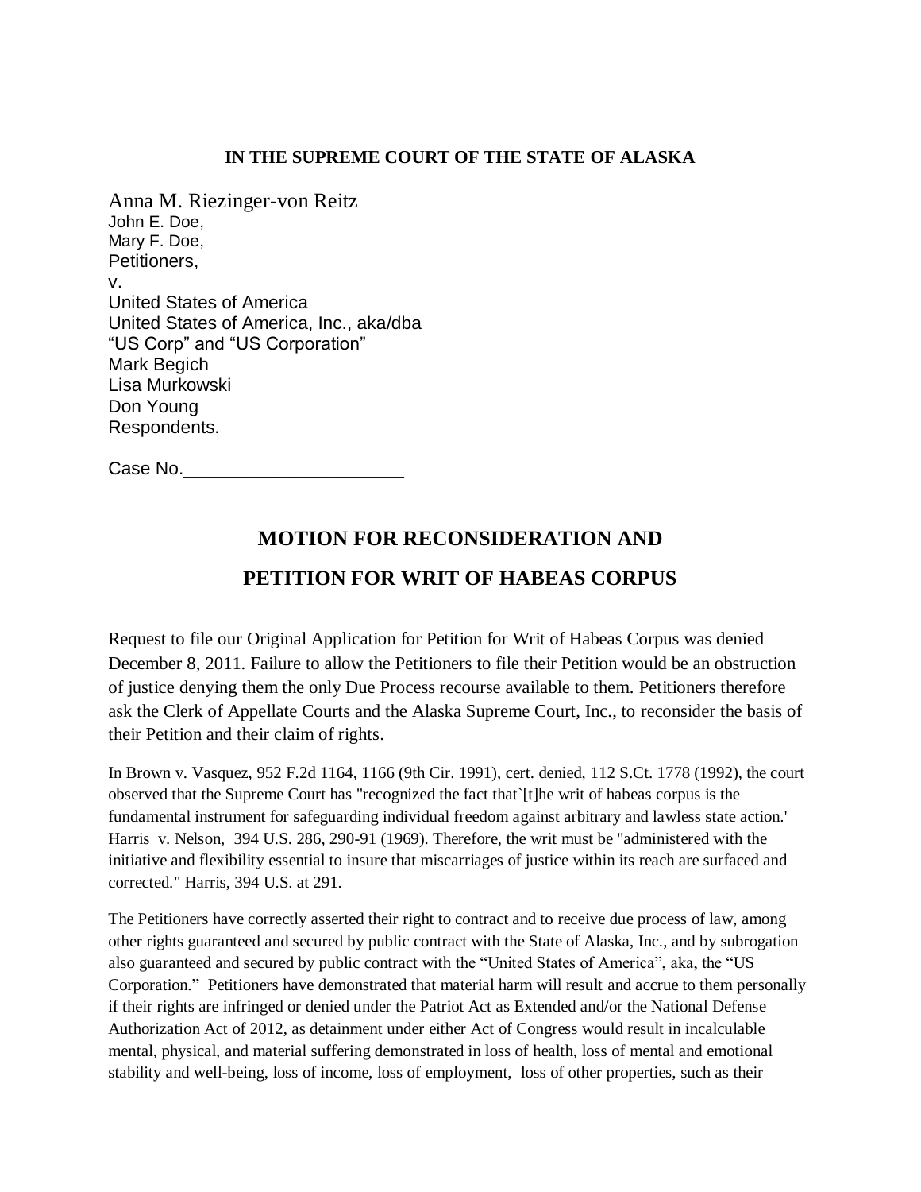**IN THE SUPREME COURT OF THE STATE OF ALASKA**

Anna M. Riezinger-von Reitz
John E. Doe,
Mary F. Doe,
Petitioners,
v.
United States of America
United States of America, Inc., aka/dba
“US Corp” and “US Corporation”
Mark Begich
Lisa Murkowski
Don Young
Respondents.

Case No.______________________

## MOTION FOR RECONSIDERATION AND PETITION FOR WRIT OF HABEAS CORPUS

Request to file our Original Application for Petition for Writ of Habeas Corpus was denied December 8, 2011. Failure to allow the Petitioners to file their Petition would be an obstruction of justice denying them the only Due Process recourse available to them. Petitioners therefore ask the Clerk of Appellate Courts and the Alaska Supreme Court, Inc., to reconsider the basis of their Petition and their claim of rights.

In Brown v. Vasquez, 952 F.2d 1164, 1166 (9th Cir. 1991), cert. denied, 112 S.Ct. 1778 (1992), the court observed that the Supreme Court has "recognized the fact that`[t]he writ of habeas corpus is the fundamental instrument for safeguarding individual freedom against arbitrary and lawless state action.' Harris v. Nelson, 394 U.S. 286, 290-91 (1969). Therefore, the writ must be "administered with the initiative and flexibility essential to insure that miscarriages of justice within its reach are surfaced and corrected." Harris, 394 U.S. at 291.

The Petitioners have correctly asserted their right to contract and to receive due process of law, among other rights guaranteed and secured by public contract with the State of Alaska, Inc., and by subrogation also guaranteed and secured by public contract with the “United States of America”, aka, the “US Corporation.” Petitioners have demonstrated that material harm will result and accrue to them personally if their rights are infringed or denied under the Patriot Act as Extended and/or the National Defense Authorization Act of 2012, as detainment under either Act of Congress would result in incalculable mental, physical, and material suffering demonstrated in loss of health, loss of mental and emotional stability and well-being, loss of income, loss of employment, loss of other properties, such as their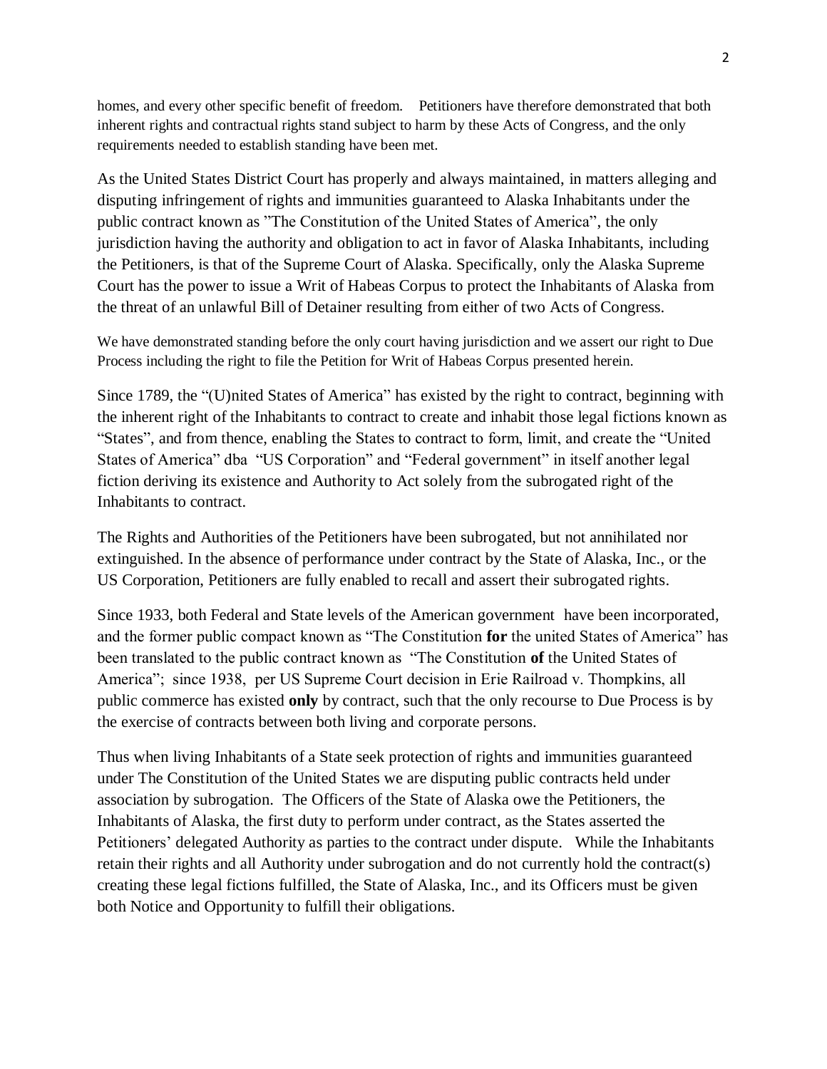homes, and every other specific benefit of freedom. Petitioners have therefore demonstrated that both inherent rights and contractual rights stand subject to harm by these Acts of Congress, and the only requirements needed to establish standing have been met.

As the United States District Court has properly and always maintained, in matters alleging and disputing infringement of rights and immunities guaranteed to Alaska Inhabitants under the public contract known as "The Constitution of the United States of America", the only jurisdiction having the authority and obligation to act in favor of Alaska Inhabitants, including the Petitioners, is that of the Supreme Court of Alaska. Specifically, only the Alaska Supreme Court has the power to issue a Writ of Habeas Corpus to protect the Inhabitants of Alaska from the threat of an unlawful Bill of Detainer resulting from either of two Acts of Congress.

We have demonstrated standing before the only court having jurisdiction and we assert our right to Due Process including the right to file the Petition for Writ of Habeas Corpus presented herein.

Since 1789, the "(U)nited States of America" has existed by the right to contract, beginning with the inherent right of the Inhabitants to contract to create and inhabit those legal fictions known as "States", and from thence, enabling the States to contract to form, limit, and create the "United States of America" dba "US Corporation" and "Federal government" in itself another legal fiction deriving its existence and Authority to Act solely from the subrogated right of the Inhabitants to contract.

The Rights and Authorities of the Petitioners have been subrogated, but not annihilated nor extinguished. In the absence of performance under contract by the State of Alaska, Inc., or the US Corporation, Petitioners are fully enabled to recall and assert their subrogated rights.

Since 1933, both Federal and State levels of the American government have been incorporated, and the former public compact known as "The Constitution **for** the united States of America" has been translated to the public contract known as "The Constitution **of** the United States of America"; since 1938, per US Supreme Court decision in Erie Railroad v. Thompkins, all public commerce has existed **only** by contract, such that the only recourse to Due Process is by the exercise of contracts between both living and corporate persons.

Thus when living Inhabitants of a State seek protection of rights and immunities guaranteed under The Constitution of the United States we are disputing public contracts held under association by subrogation. The Officers of the State of Alaska owe the Petitioners, the Inhabitants of Alaska, the first duty to perform under contract, as the States asserted the Petitioners' delegated Authority as parties to the contract under dispute. While the Inhabitants retain their rights and all Authority under subrogation and do not currently hold the contract(s) creating these legal fictions fulfilled, the State of Alaska, Inc., and its Officers must be given both Notice and Opportunity to fulfill their obligations.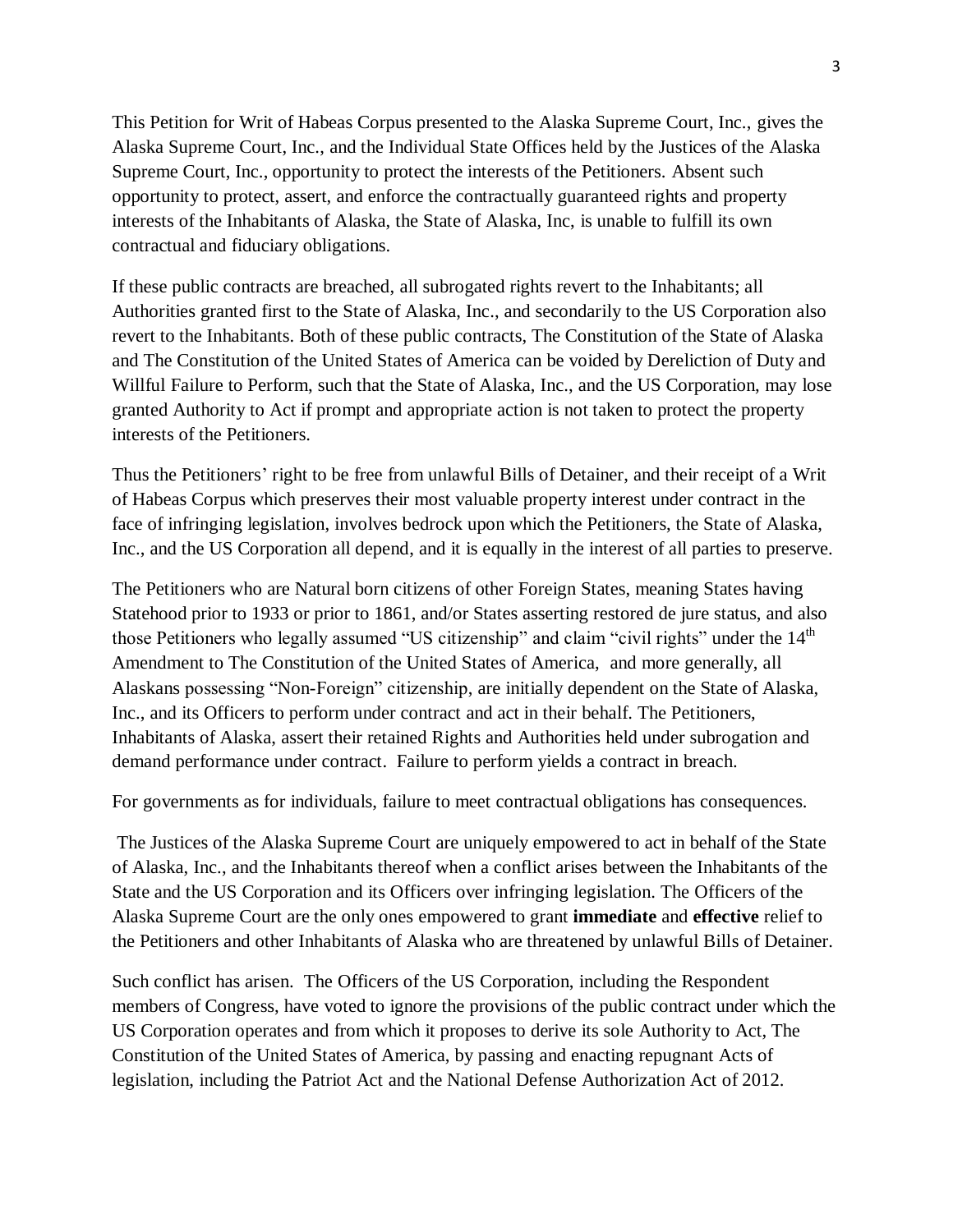This Petition for Writ of Habeas Corpus presented to the Alaska Supreme Court, Inc., gives the Alaska Supreme Court, Inc., and the Individual State Offices held by the Justices of the Alaska Supreme Court, Inc., opportunity to protect the interests of the Petitioners. Absent such opportunity to protect, assert, and enforce the contractually guaranteed rights and property interests of the Inhabitants of Alaska, the State of Alaska, Inc, is unable to fulfill its own contractual and fiduciary obligations.

If these public contracts are breached, all subrogated rights revert to the Inhabitants; all Authorities granted first to the State of Alaska, Inc., and secondarily to the US Corporation also revert to the Inhabitants. Both of these public contracts, The Constitution of the State of Alaska and The Constitution of the United States of America can be voided by Dereliction of Duty and Willful Failure to Perform, such that the State of Alaska, Inc., and the US Corporation, may lose granted Authority to Act if prompt and appropriate action is not taken to protect the property interests of the Petitioners.

Thus the Petitioners' right to be free from unlawful Bills of Detainer, and their receipt of a Writ of Habeas Corpus which preserves their most valuable property interest under contract in the face of infringing legislation, involves bedrock upon which the Petitioners, the State of Alaska, Inc., and the US Corporation all depend, and it is equally in the interest of all parties to preserve.

The Petitioners who are Natural born citizens of other Foreign States, meaning States having Statehood prior to 1933 or prior to 1861, and/or States asserting restored de jure status, and also those Petitioners who legally assumed "US citizenship" and claim "civil rights" under the 14th Amendment to The Constitution of the United States of America, and more generally, all Alaskans possessing "Non-Foreign" citizenship, are initially dependent on the State of Alaska, Inc., and its Officers to perform under contract and act in their behalf. The Petitioners, Inhabitants of Alaska, assert their retained Rights and Authorities held under subrogation and demand performance under contract. Failure to perform yields a contract in breach.

For governments as for individuals, failure to meet contractual obligations has consequences.

The Justices of the Alaska Supreme Court are uniquely empowered to act in behalf of the State of Alaska, Inc., and the Inhabitants thereof when a conflict arises between the Inhabitants of the State and the US Corporation and its Officers over infringing legislation. The Officers of the Alaska Supreme Court are the only ones empowered to grant **immediate** and **effective** relief to the Petitioners and other Inhabitants of Alaska who are threatened by unlawful Bills of Detainer.

Such conflict has arisen. The Officers of the US Corporation, including the Respondent members of Congress, have voted to ignore the provisions of the public contract under which the US Corporation operates and from which it proposes to derive its sole Authority to Act, The Constitution of the United States of America, by passing and enacting repugnant Acts of legislation, including the Patriot Act and the National Defense Authorization Act of 2012.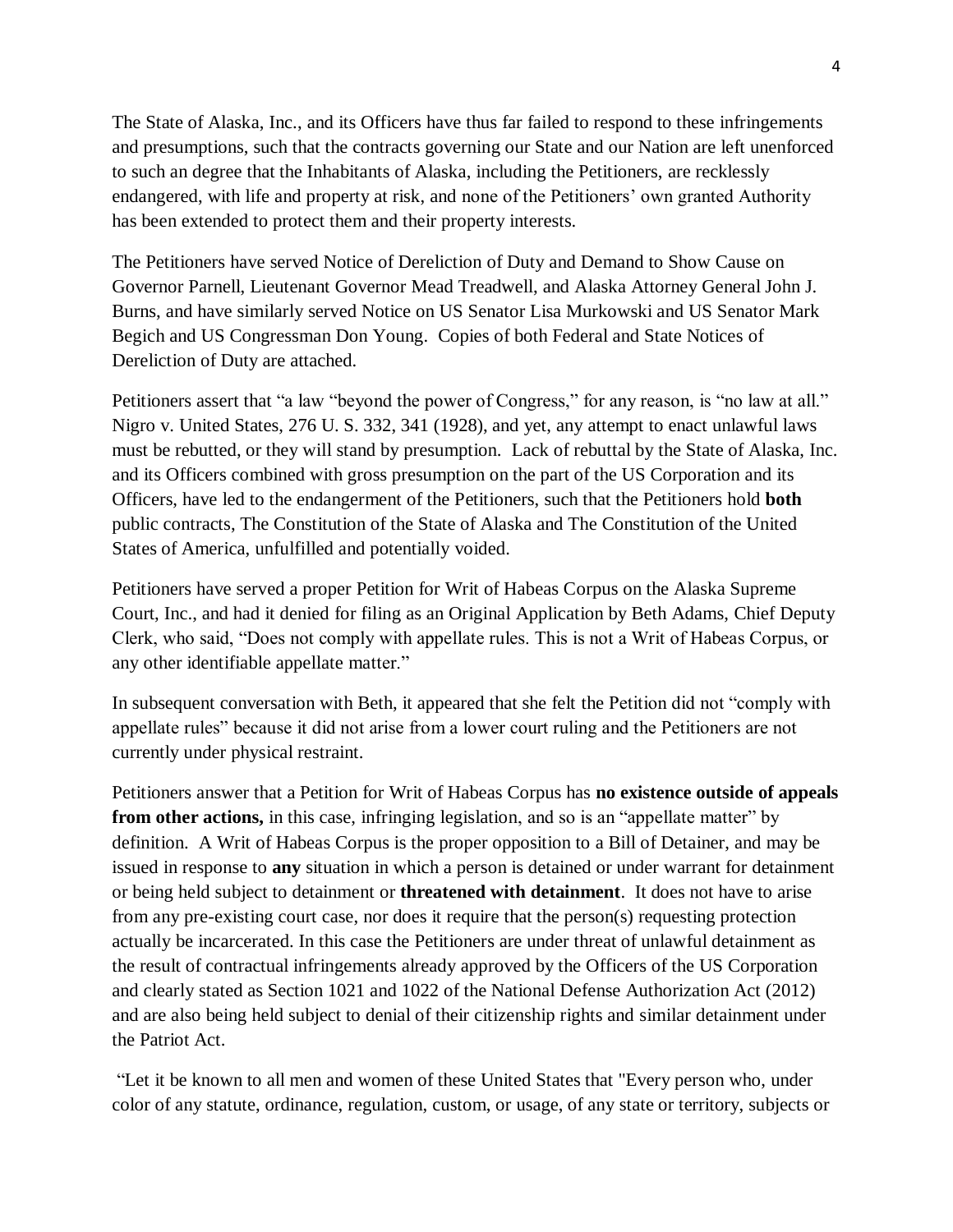The State of Alaska, Inc., and its Officers have thus far failed to respond to these infringements and presumptions, such that the contracts governing our State and our Nation are left unenforced to such an degree that the Inhabitants of Alaska, including the Petitioners, are recklessly endangered, with life and property at risk, and none of the Petitioners' own granted Authority has been extended to protect them and their property interests.

The Petitioners have served Notice of Dereliction of Duty and Demand to Show Cause on Governor Parnell, Lieutenant Governor Mead Treadwell, and Alaska Attorney General John J. Burns, and have similarly served Notice on US Senator Lisa Murkowski and US Senator Mark Begich and US Congressman Don Young. Copies of both Federal and State Notices of Dereliction of Duty are attached.

Petitioners assert that "a law "beyond the power of Congress," for any reason, is "no law at all." Nigro v. United States, 276 U. S. 332, 341 (1928), and yet, any attempt to enact unlawful laws must be rebutted, or they will stand by presumption. Lack of rebuttal by the State of Alaska, Inc. and its Officers combined with gross presumption on the part of the US Corporation and its Officers, have led to the endangerment of the Petitioners, such that the Petitioners hold **both** public contracts, The Constitution of the State of Alaska and The Constitution of the United States of America, unfulfilled and potentially voided.

Petitioners have served a proper Petition for Writ of Habeas Corpus on the Alaska Supreme Court, Inc., and had it denied for filing as an Original Application by Beth Adams, Chief Deputy Clerk, who said, "Does not comply with appellate rules. This is not a Writ of Habeas Corpus, or any other identifiable appellate matter."

In subsequent conversation with Beth, it appeared that she felt the Petition did not "comply with appellate rules" because it did not arise from a lower court ruling and the Petitioners are not currently under physical restraint.

Petitioners answer that a Petition for Writ of Habeas Corpus has **no existence outside of appeals from other actions,** in this case, infringing legislation, and so is an "appellate matter" by definition. A Writ of Habeas Corpus is the proper opposition to a Bill of Detainer, and may be issued in response to **any** situation in which a person is detained or under warrant for detainment or being held subject to detainment or **threatened with detainment**. It does not have to arise from any pre-existing court case, nor does it require that the person(s) requesting protection actually be incarcerated. In this case the Petitioners are under threat of unlawful detainment as the result of contractual infringements already approved by the Officers of the US Corporation and clearly stated as Section 1021 and 1022 of the National Defense Authorization Act (2012) and are also being held subject to denial of their citizenship rights and similar detainment under the Patriot Act.

"Let it be known to all men and women of these United States that "Every person who, under color of any statute, ordinance, regulation, custom, or usage, of any state or territory, subjects or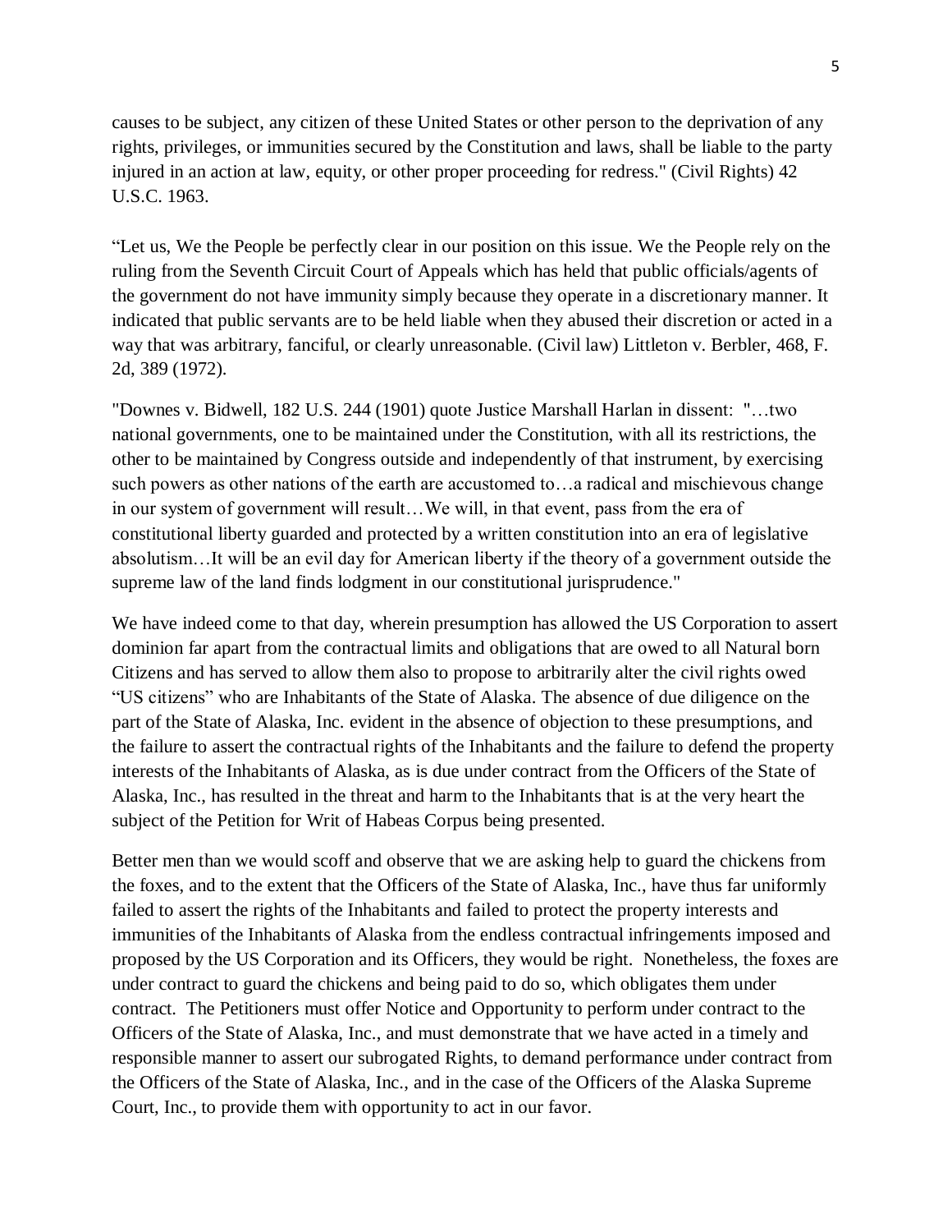causes to be subject, any citizen of these United States or other person to the deprivation of any rights, privileges, or immunities secured by the Constitution and laws, shall be liable to the party injured in an action at law, equity, or other proper proceeding for redress." (Civil Rights) 42 U.S.C. 1963.

"Let us, We the People be perfectly clear in our position on this issue. We the People rely on the ruling from the Seventh Circuit Court of Appeals which has held that public officials/agents of the government do not have immunity simply because they operate in a discretionary manner. It indicated that public servants are to be held liable when they abused their discretion or acted in a way that was arbitrary, fanciful, or clearly unreasonable. (Civil law) Littleton v. Berbler, 468, F. 2d, 389 (1972).

"Downes v. Bidwell, 182 U.S. 244 (1901) quote Justice Marshall Harlan in dissent: "…two national governments, one to be maintained under the Constitution, with all its restrictions, the other to be maintained by Congress outside and independently of that instrument, by exercising such powers as other nations of the earth are accustomed to…a radical and mischievous change in our system of government will result…We will, in that event, pass from the era of constitutional liberty guarded and protected by a written constitution into an era of legislative absolutism…It will be an evil day for American liberty if the theory of a government outside the supreme law of the land finds lodgment in our constitutional jurisprudence."

We have indeed come to that day, wherein presumption has allowed the US Corporation to assert dominion far apart from the contractual limits and obligations that are owed to all Natural born Citizens and has served to allow them also to propose to arbitrarily alter the civil rights owed "US citizens" who are Inhabitants of the State of Alaska. The absence of due diligence on the part of the State of Alaska, Inc. evident in the absence of objection to these presumptions, and the failure to assert the contractual rights of the Inhabitants and the failure to defend the property interests of the Inhabitants of Alaska, as is due under contract from the Officers of the State of Alaska, Inc., has resulted in the threat and harm to the Inhabitants that is at the very heart the subject of the Petition for Writ of Habeas Corpus being presented.

Better men than we would scoff and observe that we are asking help to guard the chickens from the foxes, and to the extent that the Officers of the State of Alaska, Inc., have thus far uniformly failed to assert the rights of the Inhabitants and failed to protect the property interests and immunities of the Inhabitants of Alaska from the endless contractual infringements imposed and proposed by the US Corporation and its Officers, they would be right. Nonetheless, the foxes are under contract to guard the chickens and being paid to do so, which obligates them under contract. The Petitioners must offer Notice and Opportunity to perform under contract to the Officers of the State of Alaska, Inc., and must demonstrate that we have acted in a timely and responsible manner to assert our subrogated Rights, to demand performance under contract from the Officers of the State of Alaska, Inc., and in the case of the Officers of the Alaska Supreme Court, Inc., to provide them with opportunity to act in our favor.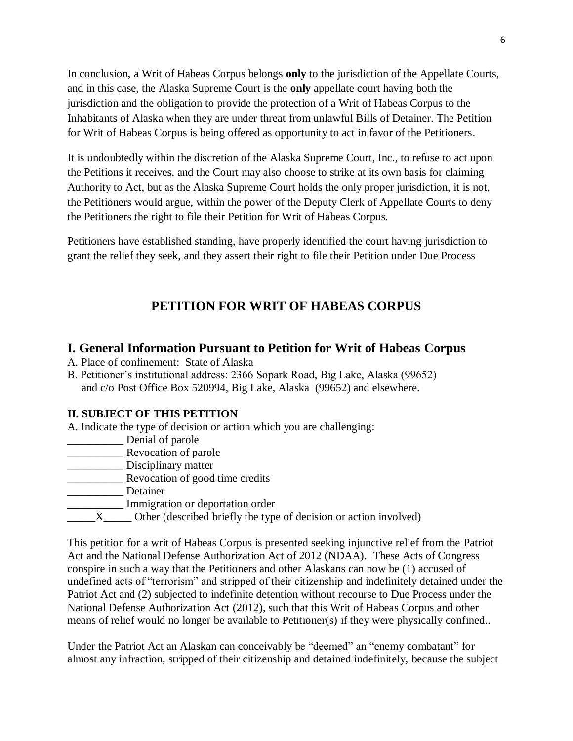In conclusion, a Writ of Habeas Corpus belongs **only** to the jurisdiction of the Appellate Courts, and in this case, the Alaska Supreme Court is the **only** appellate court having both the jurisdiction and the obligation to provide the protection of a Writ of Habeas Corpus to the Inhabitants of Alaska when they are under threat from unlawful Bills of Detainer. The Petition for Writ of Habeas Corpus is being offered as opportunity to act in favor of the Petitioners.

It is undoubtedly within the discretion of the Alaska Supreme Court, Inc., to refuse to act upon the Petitions it receives, and the Court may also choose to strike at its own basis for claiming Authority to Act, but as the Alaska Supreme Court holds the only proper jurisdiction, it is not, the Petitioners would argue, within the power of the Deputy Clerk of Appellate Courts to deny the Petitioners the right to file their Petition for Writ of Habeas Corpus.

Petitioners have established standing, have properly identified the court having jurisdiction to grant the relief they seek, and they assert their right to file their Petition under Due Process

## PETITION FOR WRIT OF HABEAS CORPUS

### I. General Information Pursuant to Petition for Writ of Habeas Corpus

A. Place of confinement: State of Alaska

B. Petitioner's institutional address: 2366 Sopark Road, Big Lake, Alaska (99652)
and c/o Post Office Box 520994, Big Lake, Alaska (99652) and elsewhere.

**II. SUBJECT OF THIS PETITION**

A. Indicate the type of decision or action which you are challenging:

__________ Denial of parole
__________ Revocation of parole
__________ Disciplinary matter
__________ Revocation of good time credits
__________ Detainer
__________ Immigration or deportation order
_____X_____ Other (described briefly the type of decision or action involved)

This petition for a writ of Habeas Corpus is presented seeking injunctive relief from the Patriot Act and the National Defense Authorization Act of 2012 (NDAA). These Acts of Congress conspire in such a way that the Petitioners and other Alaskans can now be (1) accused of undefined acts of "terrorism" and stripped of their citizenship and indefinitely detained under the Patriot Act and (2) subjected to indefinite detention without recourse to Due Process under the National Defense Authorization Act (2012), such that this Writ of Habeas Corpus and other means of relief would no longer be available to Petitioner(s) if they were physically confined..

Under the Patriot Act an Alaskan can conceivably be "deemed" an "enemy combatant" for almost any infraction, stripped of their citizenship and detained indefinitely, because the subject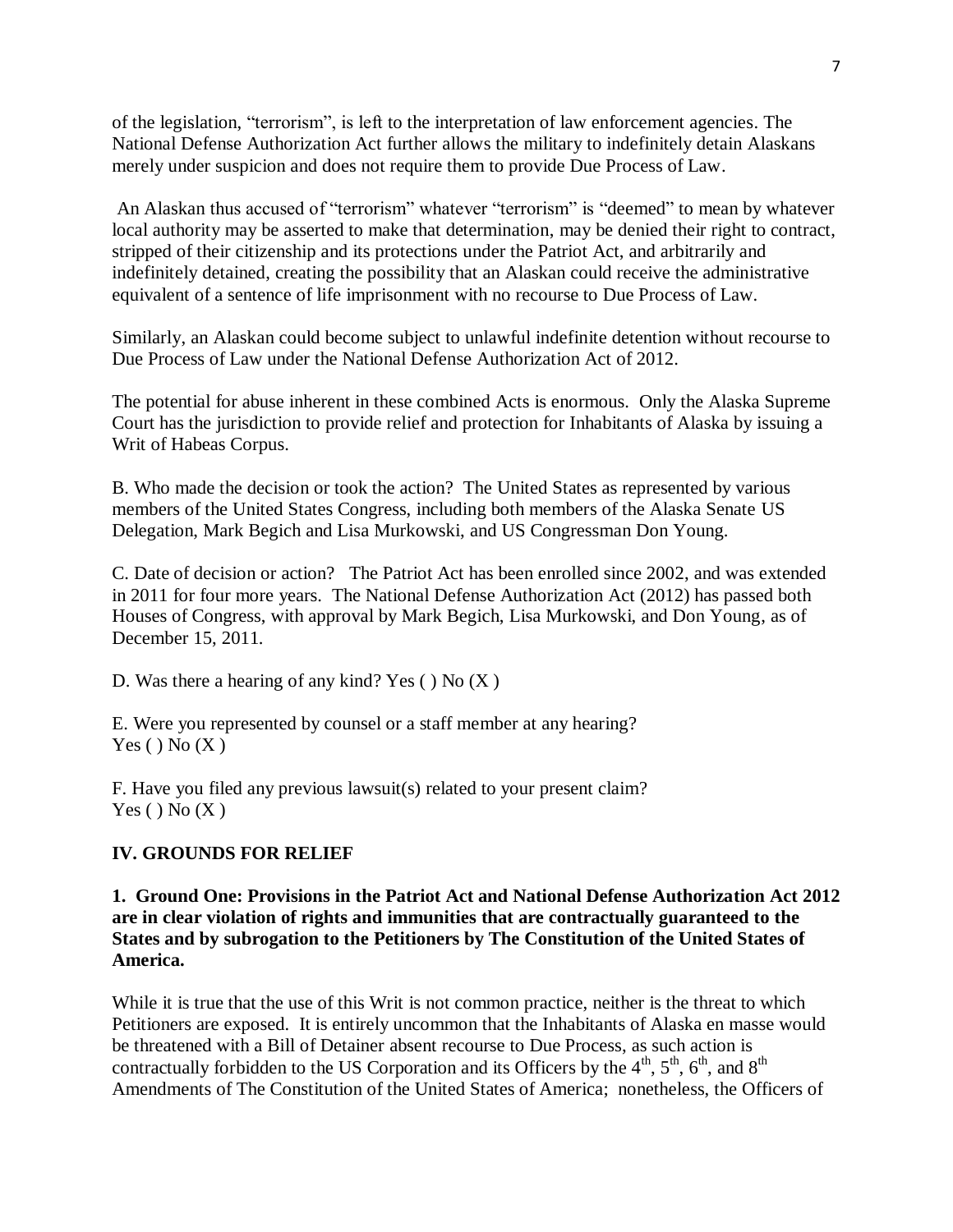of the legislation, “terrorism”, is left to the interpretation of law enforcement agencies. The National Defense Authorization Act further allows the military to indefinitely detain Alaskans merely under suspicion and does not require them to provide Due Process of Law.

An Alaskan thus accused of “terrorism” whatever “terrorism” is “deemed” to mean by whatever local authority may be asserted to make that determination, may be denied their right to contract, stripped of their citizenship and its protections under the Patriot Act, and arbitrarily and indefinitely detained, creating the possibility that an Alaskan could receive the administrative equivalent of a sentence of life imprisonment with no recourse to Due Process of Law.

Similarly, an Alaskan could become subject to unlawful indefinite detention without recourse to Due Process of Law under the National Defense Authorization Act of 2012.

The potential for abuse inherent in these combined Acts is enormous. Only the Alaska Supreme Court has the jurisdiction to provide relief and protection for Inhabitants of Alaska by issuing a Writ of Habeas Corpus.

B. Who made the decision or took the action? The United States as represented by various members of the United States Congress, including both members of the Alaska Senate US Delegation, Mark Begich and Lisa Murkowski, and US Congressman Don Young.

C. Date of decision or action? The Patriot Act has been enrolled since 2002, and was extended in 2011 for four more years. The National Defense Authorization Act (2012) has passed both Houses of Congress, with approval by Mark Begich, Lisa Murkowski, and Don Young, as of December 15, 2011.

D. Was there a hearing of any kind? Yes ( ) No (X )

E. Were you represented by counsel or a staff member at any hearing?
Yes ( ) No (X )

F. Have you filed any previous lawsuit(s) related to your present claim?
Yes ( ) No (X )

## IV. GROUNDS FOR RELIEF

**1. Ground One: Provisions in the Patriot Act and National Defense Authorization Act 2012 are in clear violation of rights and immunities that are contractually guaranteed to the States and by subrogation to the Petitioners by The Constitution of the United States of America.**

While it is true that the use of this Writ is not common practice, neither is the threat to which Petitioners are exposed. It is entirely uncommon that the Inhabitants of Alaska en masse would be threatened with a Bill of Detainer absent recourse to Due Process, as such action is contractually forbidden to the US Corporation and its Officers by the 4th, 5th, 6th, and 8th Amendments of The Constitution of the United States of America; nonetheless, the Officers of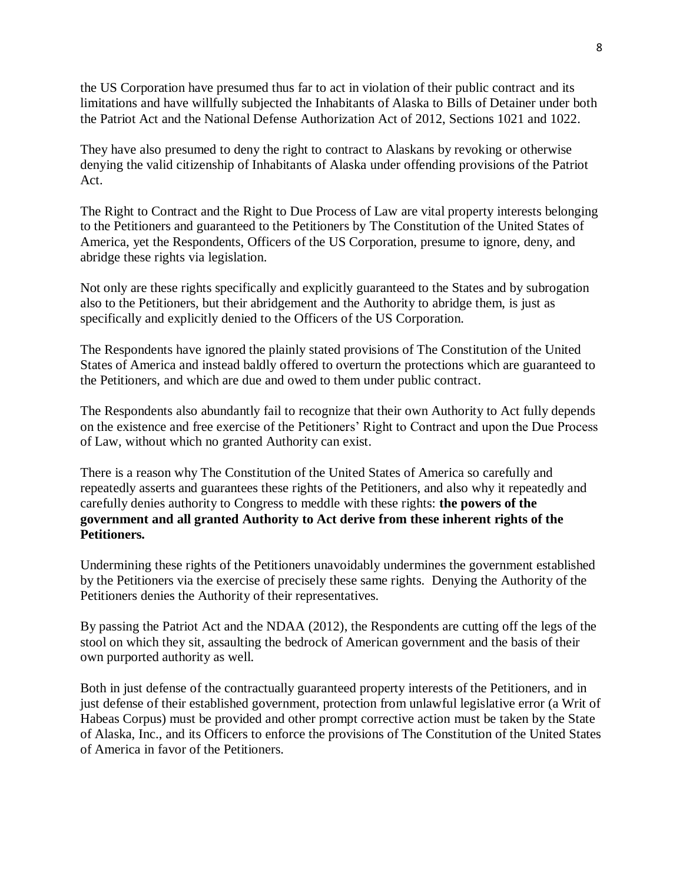the US Corporation have presumed thus far to act in violation of their public contract and its limitations and have willfully subjected the Inhabitants of Alaska to Bills of Detainer under both the Patriot Act and the National Defense Authorization Act of 2012, Sections 1021 and 1022.

They have also presumed to deny the right to contract to Alaskans by revoking or otherwise denying the valid citizenship of Inhabitants of Alaska under offending provisions of the Patriot Act.

The Right to Contract and the Right to Due Process of Law are vital property interests belonging to the Petitioners and guaranteed to the Petitioners by The Constitution of the United States of America, yet the Respondents, Officers of the US Corporation, presume to ignore, deny, and abridge these rights via legislation.

Not only are these rights specifically and explicitly guaranteed to the States and by subrogation also to the Petitioners, but their abridgement and the Authority to abridge them, is just as specifically and explicitly denied to the Officers of the US Corporation.

The Respondents have ignored the plainly stated provisions of The Constitution of the United States of America and instead baldly offered to overturn the protections which are guaranteed to the Petitioners, and which are due and owed to them under public contract.

The Respondents also abundantly fail to recognize that their own Authority to Act fully depends on the existence and free exercise of the Petitioners' Right to Contract and upon the Due Process of Law, without which no granted Authority can exist.

There is a reason why The Constitution of the United States of America so carefully and repeatedly asserts and guarantees these rights of the Petitioners, and also why it repeatedly and carefully denies authority to Congress to meddle with these rights: **the powers of the government and all granted Authority to Act derive from these inherent rights of the Petitioners.**

Undermining these rights of the Petitioners unavoidably undermines the government established by the Petitioners via the exercise of precisely these same rights. Denying the Authority of the Petitioners denies the Authority of their representatives.

By passing the Patriot Act and the NDAA (2012), the Respondents are cutting off the legs of the stool on which they sit, assaulting the bedrock of American government and the basis of their own purported authority as well.

Both in just defense of the contractually guaranteed property interests of the Petitioners, and in just defense of their established government, protection from unlawful legislative error (a Writ of Habeas Corpus) must be provided and other prompt corrective action must be taken by the State of Alaska, Inc., and its Officers to enforce the provisions of The Constitution of the United States of America in favor of the Petitioners.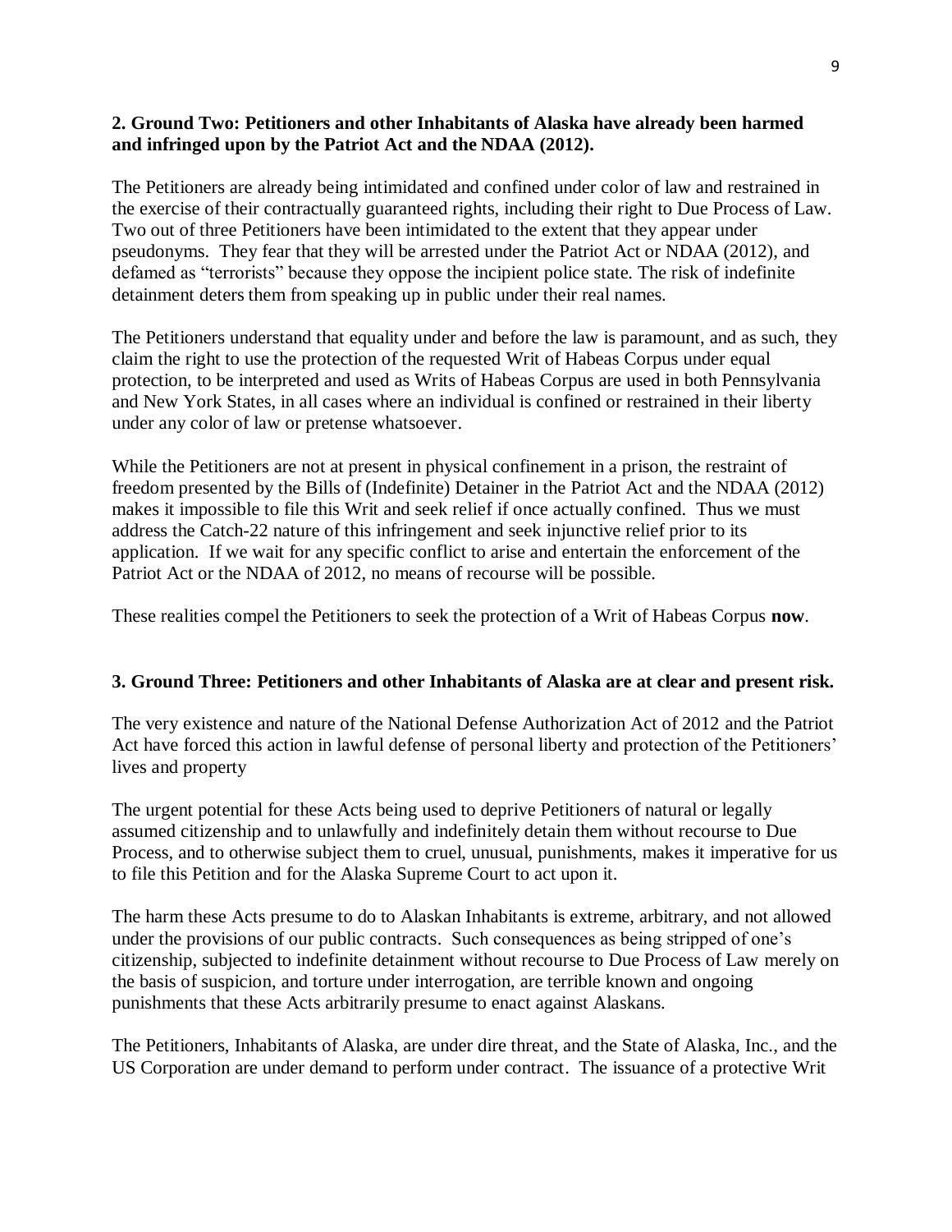**2. Ground Two: Petitioners and other Inhabitants of Alaska have already been harmed and infringed upon by the Patriot Act and the NDAA (2012).**

The Petitioners are already being intimidated and confined under color of law and restrained in the exercise of their contractually guaranteed rights, including their right to Due Process of Law. Two out of three Petitioners have been intimidated to the extent that they appear under pseudonyms. They fear that they will be arrested under the Patriot Act or NDAA (2012), and defamed as "terrorists" because they oppose the incipient police state. The risk of indefinite detainment deters them from speaking up in public under their real names.

The Petitioners understand that equality under and before the law is paramount, and as such, they claim the right to use the protection of the requested Writ of Habeas Corpus under equal protection, to be interpreted and used as Writs of Habeas Corpus are used in both Pennsylvania and New York States, in all cases where an individual is confined or restrained in their liberty under any color of law or pretense whatsoever.

While the Petitioners are not at present in physical confinement in a prison, the restraint of freedom presented by the Bills of (Indefinite) Detainer in the Patriot Act and the NDAA (2012) makes it impossible to file this Writ and seek relief if once actually confined. Thus we must address the Catch-22 nature of this infringement and seek injunctive relief prior to its application. If we wait for any specific conflict to arise and entertain the enforcement of the Patriot Act or the NDAA of 2012, no means of recourse will be possible.

These realities compel the Petitioners to seek the protection of a Writ of Habeas Corpus **now**.

**3. Ground Three: Petitioners and other Inhabitants of Alaska are at clear and present risk.**

The very existence and nature of the National Defense Authorization Act of 2012 and the Patriot Act have forced this action in lawful defense of personal liberty and protection of the Petitioners' lives and property

The urgent potential for these Acts being used to deprive Petitioners of natural or legally assumed citizenship and to unlawfully and indefinitely detain them without recourse to Due Process, and to otherwise subject them to cruel, unusual, punishments, makes it imperative for us to file this Petition and for the Alaska Supreme Court to act upon it.

The harm these Acts presume to do to Alaskan Inhabitants is extreme, arbitrary, and not allowed under the provisions of our public contracts. Such consequences as being stripped of one's citizenship, subjected to indefinite detainment without recourse to Due Process of Law merely on the basis of suspicion, and torture under interrogation, are terrible known and ongoing punishments that these Acts arbitrarily presume to enact against Alaskans.

The Petitioners, Inhabitants of Alaska, are under dire threat, and the State of Alaska, Inc., and the US Corporation are under demand to perform under contract. The issuance of a protective Writ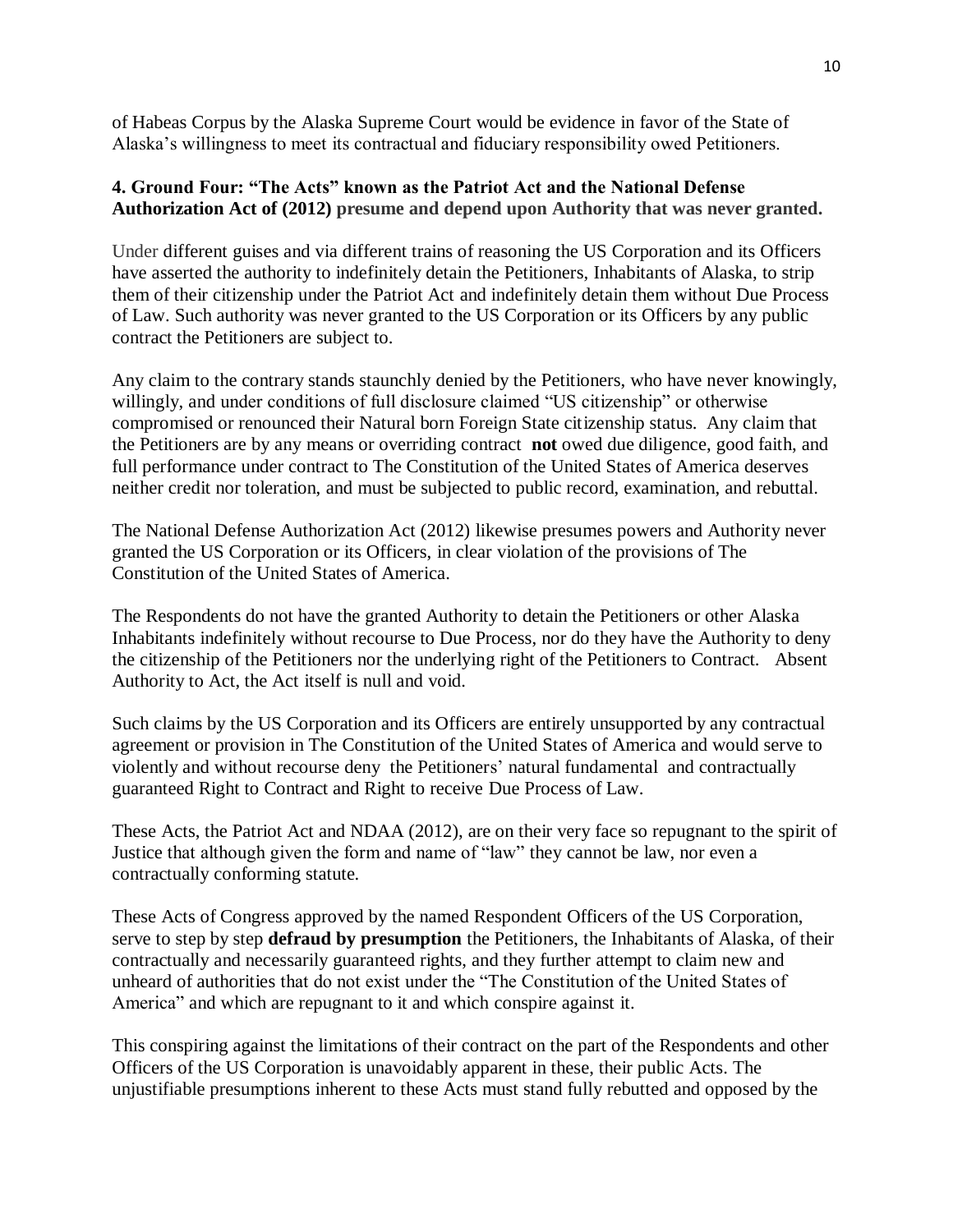of Habeas Corpus by the Alaska Supreme Court would be evidence in favor of the State of Alaska's willingness to meet its contractual and fiduciary responsibility owed Petitioners.

**4. Ground Four: "The Acts" known as the Patriot Act and the National Defense Authorization Act of (2012) presume and depend upon Authority that was never granted.**

Under different guises and via different trains of reasoning the US Corporation and its Officers have asserted the authority to indefinitely detain the Petitioners, Inhabitants of Alaska, to strip them of their citizenship under the Patriot Act and indefinitely detain them without Due Process of Law. Such authority was never granted to the US Corporation or its Officers by any public contract the Petitioners are subject to.

Any claim to the contrary stands staunchly denied by the Petitioners, who have never knowingly, willingly, and under conditions of full disclosure claimed "US citizenship" or otherwise compromised or renounced their Natural born Foreign State citizenship status. Any claim that the Petitioners are by any means or overriding contract **not** owed due diligence, good faith, and full performance under contract to The Constitution of the United States of America deserves neither credit nor toleration, and must be subjected to public record, examination, and rebuttal.

The National Defense Authorization Act (2012) likewise presumes powers and Authority never granted the US Corporation or its Officers, in clear violation of the provisions of The Constitution of the United States of America.

The Respondents do not have the granted Authority to detain the Petitioners or other Alaska Inhabitants indefinitely without recourse to Due Process, nor do they have the Authority to deny the citizenship of the Petitioners nor the underlying right of the Petitioners to Contract. Absent Authority to Act, the Act itself is null and void.

Such claims by the US Corporation and its Officers are entirely unsupported by any contractual agreement or provision in The Constitution of the United States of America and would serve to violently and without recourse deny the Petitioners' natural fundamental and contractually guaranteed Right to Contract and Right to receive Due Process of Law.

These Acts, the Patriot Act and NDAA (2012), are on their very face so repugnant to the spirit of Justice that although given the form and name of "law" they cannot be law, nor even a contractually conforming statute.

These Acts of Congress approved by the named Respondent Officers of the US Corporation, serve to step by step **defraud by presumption** the Petitioners, the Inhabitants of Alaska, of their contractually and necessarily guaranteed rights, and they further attempt to claim new and unheard of authorities that do not exist under the "The Constitution of the United States of America" and which are repugnant to it and which conspire against it.

This conspiring against the limitations of their contract on the part of the Respondents and other Officers of the US Corporation is unavoidably apparent in these, their public Acts. The unjustifiable presumptions inherent to these Acts must stand fully rebutted and opposed by the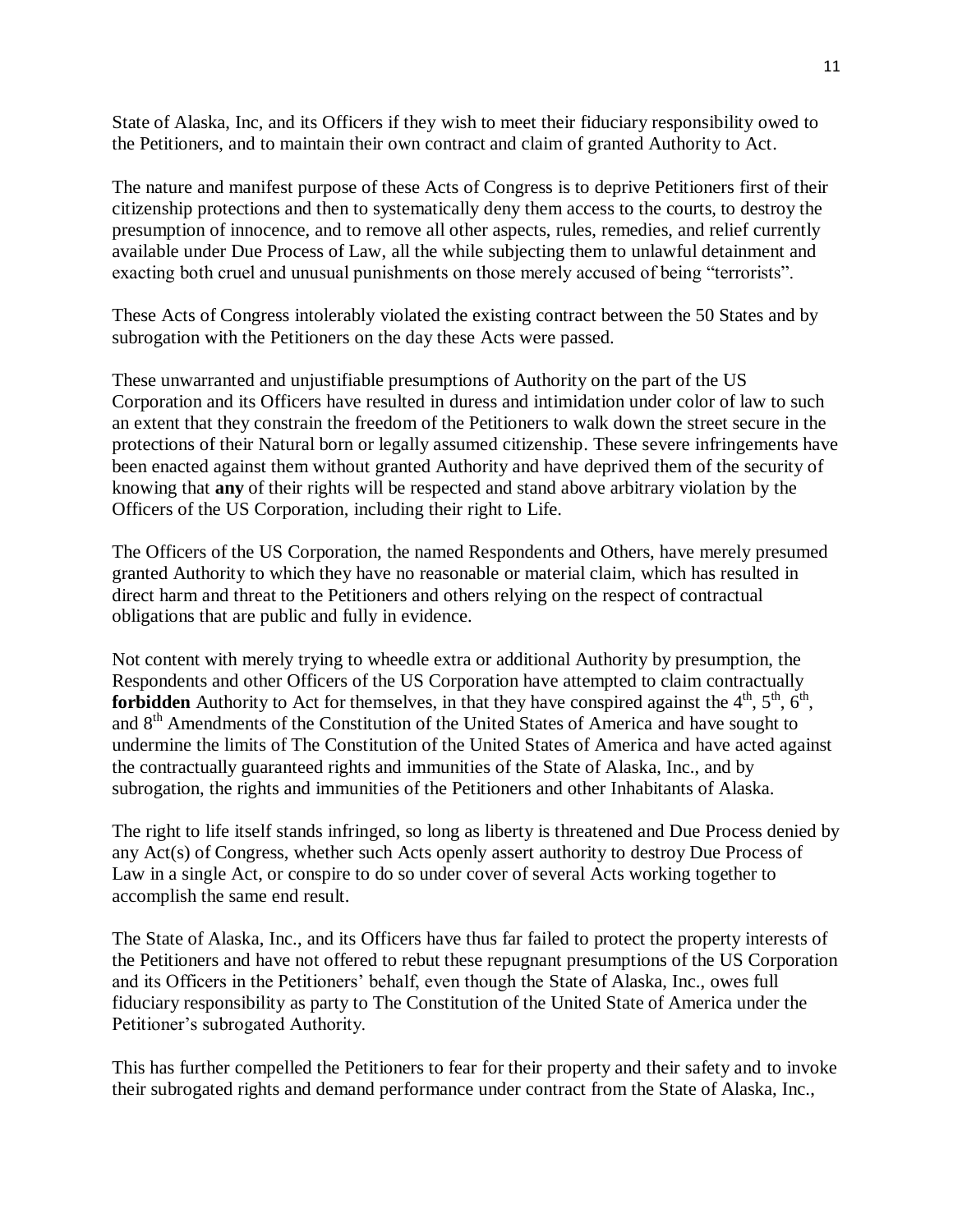State of Alaska, Inc, and its Officers if they wish to meet their fiduciary responsibility owed to the Petitioners, and to maintain their own contract and claim of granted Authority to Act.

The nature and manifest purpose of these Acts of Congress is to deprive Petitioners first of their citizenship protections and then to systematically deny them access to the courts, to destroy the presumption of innocence, and to remove all other aspects, rules, remedies, and relief currently available under Due Process of Law, all the while subjecting them to unlawful detainment and exacting both cruel and unusual punishments on those merely accused of being "terrorists".

These Acts of Congress intolerably violated the existing contract between the 50 States and by subrogation with the Petitioners on the day these Acts were passed.

These unwarranted and unjustifiable presumptions of Authority on the part of the US Corporation and its Officers have resulted in duress and intimidation under color of law to such an extent that they constrain the freedom of the Petitioners to walk down the street secure in the protections of their Natural born or legally assumed citizenship. These severe infringements have been enacted against them without granted Authority and have deprived them of the security of knowing that **any** of their rights will be respected and stand above arbitrary violation by the Officers of the US Corporation, including their right to Life.

The Officers of the US Corporation, the named Respondents and Others, have merely presumed granted Authority to which they have no reasonable or material claim, which has resulted in direct harm and threat to the Petitioners and others relying on the respect of contractual obligations that are public and fully in evidence.

Not content with merely trying to wheedle extra or additional Authority by presumption, the Respondents and other Officers of the US Corporation have attempted to claim contractually **forbidden** Authority to Act for themselves, in that they have conspired against the 4th, 5th, 6th, and 8th Amendments of the Constitution of the United States of America and have sought to undermine the limits of The Constitution of the United States of America and have acted against the contractually guaranteed rights and immunities of the State of Alaska, Inc., and by subrogation, the rights and immunities of the Petitioners and other Inhabitants of Alaska.

The right to life itself stands infringed, so long as liberty is threatened and Due Process denied by any Act(s) of Congress, whether such Acts openly assert authority to destroy Due Process of Law in a single Act, or conspire to do so under cover of several Acts working together to accomplish the same end result.

The State of Alaska, Inc., and its Officers have thus far failed to protect the property interests of the Petitioners and have not offered to rebut these repugnant presumptions of the US Corporation and its Officers in the Petitioners' behalf, even though the State of Alaska, Inc., owes full fiduciary responsibility as party to The Constitution of the United State of America under the Petitioner's subrogated Authority.

This has further compelled the Petitioners to fear for their property and their safety and to invoke their subrogated rights and demand performance under contract from the State of Alaska, Inc.,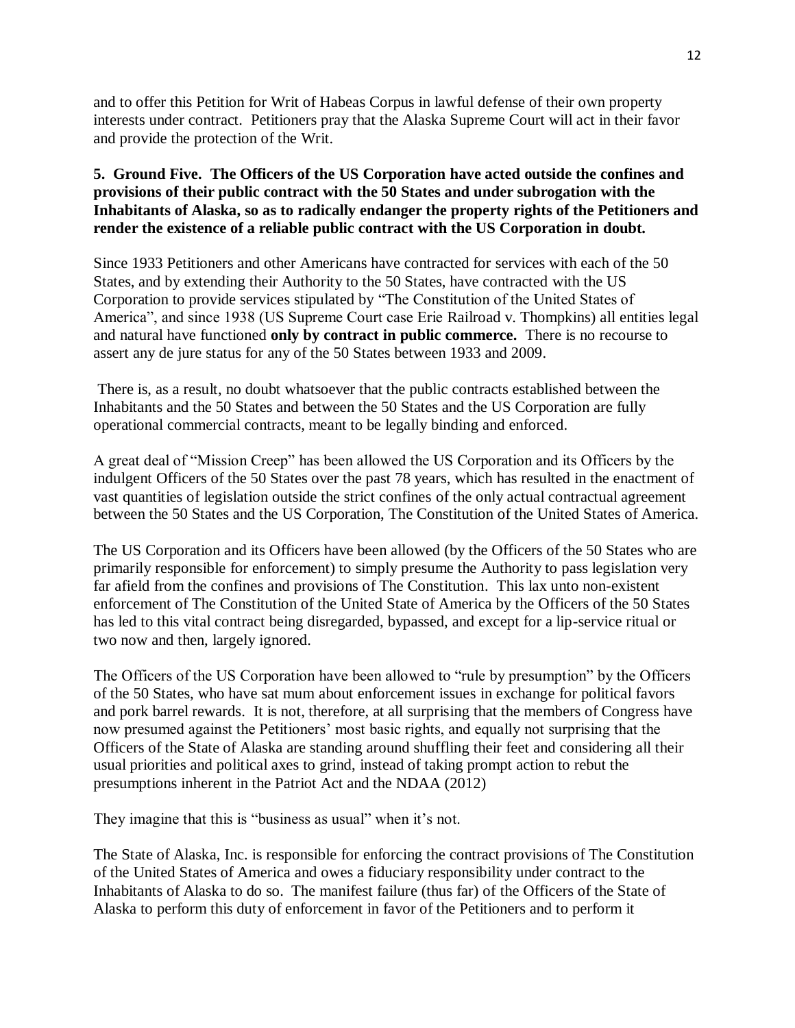and to offer this Petition for Writ of Habeas Corpus in lawful defense of their own property interests under contract. Petitioners pray that the Alaska Supreme Court will act in their favor and provide the protection of the Writ.

**5. Ground Five. The Officers of the US Corporation have acted outside the confines and provisions of their public contract with the 50 States and under subrogation with the Inhabitants of Alaska, so as to radically endanger the property rights of the Petitioners and render the existence of a reliable public contract with the US Corporation in doubt.**

Since 1933 Petitioners and other Americans have contracted for services with each of the 50 States, and by extending their Authority to the 50 States, have contracted with the US Corporation to provide services stipulated by "The Constitution of the United States of America", and since 1938 (US Supreme Court case Erie Railroad v. Thompkins) all entities legal and natural have functioned **only by contract in public commerce.** There is no recourse to assert any de jure status for any of the 50 States between 1933 and 2009.

There is, as a result, no doubt whatsoever that the public contracts established between the Inhabitants and the 50 States and between the 50 States and the US Corporation are fully operational commercial contracts, meant to be legally binding and enforced.

A great deal of "Mission Creep" has been allowed the US Corporation and its Officers by the indulgent Officers of the 50 States over the past 78 years, which has resulted in the enactment of vast quantities of legislation outside the strict confines of the only actual contractual agreement between the 50 States and the US Corporation, The Constitution of the United States of America.

The US Corporation and its Officers have been allowed (by the Officers of the 50 States who are primarily responsible for enforcement) to simply presume the Authority to pass legislation very far afield from the confines and provisions of The Constitution. This lax unto non-existent enforcement of The Constitution of the United State of America by the Officers of the 50 States has led to this vital contract being disregarded, bypassed, and except for a lip-service ritual or two now and then, largely ignored.

The Officers of the US Corporation have been allowed to "rule by presumption" by the Officers of the 50 States, who have sat mum about enforcement issues in exchange for political favors and pork barrel rewards. It is not, therefore, at all surprising that the members of Congress have now presumed against the Petitioners' most basic rights, and equally not surprising that the Officers of the State of Alaska are standing around shuffling their feet and considering all their usual priorities and political axes to grind, instead of taking prompt action to rebut the presumptions inherent in the Patriot Act and the NDAA (2012)

They imagine that this is "business as usual" when it's not.

The State of Alaska, Inc. is responsible for enforcing the contract provisions of The Constitution of the United States of America and owes a fiduciary responsibility under contract to the Inhabitants of Alaska to do so. The manifest failure (thus far) of the Officers of the State of Alaska to perform this duty of enforcement in favor of the Petitioners and to perform it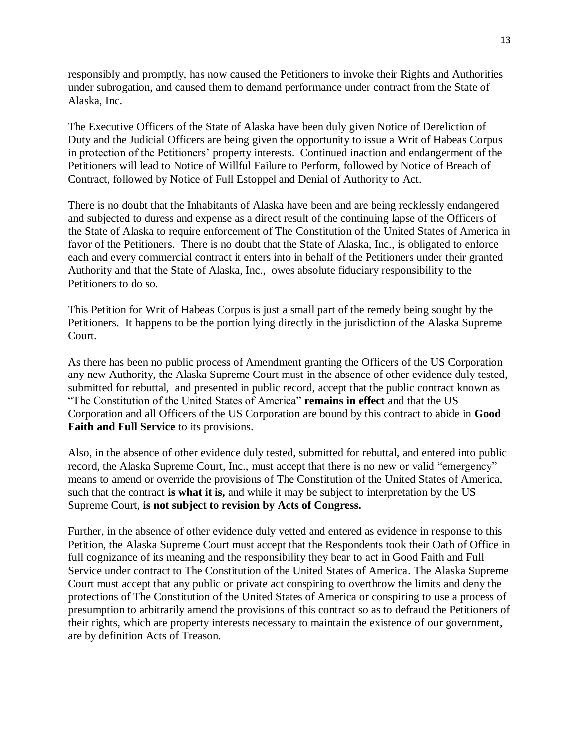responsibly and promptly, has now caused the Petitioners to invoke their Rights and Authorities under subrogation, and caused them to demand performance under contract from the State of Alaska, Inc.

The Executive Officers of the State of Alaska have been duly given Notice of Dereliction of Duty and the Judicial Officers are being given the opportunity to issue a Writ of Habeas Corpus in protection of the Petitioners' property interests. Continued inaction and endangerment of the Petitioners will lead to Notice of Willful Failure to Perform, followed by Notice of Breach of Contract, followed by Notice of Full Estoppel and Denial of Authority to Act.

There is no doubt that the Inhabitants of Alaska have been and are being recklessly endangered and subjected to duress and expense as a direct result of the continuing lapse of the Officers of the State of Alaska to require enforcement of The Constitution of the United States of America in favor of the Petitioners. There is no doubt that the State of Alaska, Inc., is obligated to enforce each and every commercial contract it enters into in behalf of the Petitioners under their granted Authority and that the State of Alaska, Inc., owes absolute fiduciary responsibility to the Petitioners to do so.

This Petition for Writ of Habeas Corpus is just a small part of the remedy being sought by the Petitioners. It happens to be the portion lying directly in the jurisdiction of the Alaska Supreme Court.

As there has been no public process of Amendment granting the Officers of the US Corporation any new Authority, the Alaska Supreme Court must in the absence of other evidence duly tested, submitted for rebuttal, and presented in public record, accept that the public contract known as "The Constitution of the United States of America" **remains in effect** and that the US Corporation and all Officers of the US Corporation are bound by this contract to abide in **Good Faith and Full Service** to its provisions.

Also, in the absence of other evidence duly tested, submitted for rebuttal, and entered into public record, the Alaska Supreme Court, Inc., must accept that there is no new or valid "emergency" means to amend or override the provisions of The Constitution of the United States of America, such that the contract **is what it is,** and while it may be subject to interpretation by the US Supreme Court, **is not subject to revision by Acts of Congress.**

Further, in the absence of other evidence duly vetted and entered as evidence in response to this Petition, the Alaska Supreme Court must accept that the Respondents took their Oath of Office in full cognizance of its meaning and the responsibility they bear to act in Good Faith and Full Service under contract to The Constitution of the United States of America. The Alaska Supreme Court must accept that any public or private act conspiring to overthrow the limits and deny the protections of The Constitution of the United States of America or conspiring to use a process of presumption to arbitrarily amend the provisions of this contract so as to defraud the Petitioners of their rights, which are property interests necessary to maintain the existence of our government, are by definition Acts of Treason.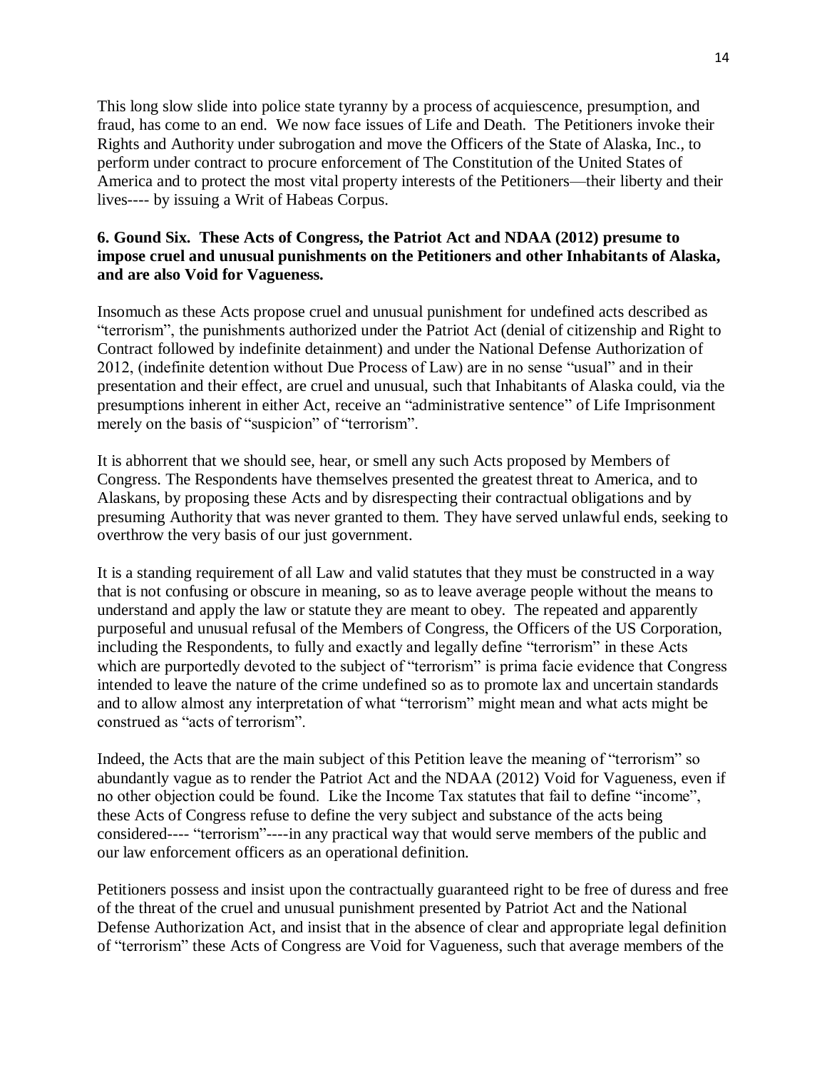This long slow slide into police state tyranny by a process of acquiescence, presumption, and fraud, has come to an end. We now face issues of Life and Death. The Petitioners invoke their Rights and Authority under subrogation and move the Officers of the State of Alaska, Inc., to perform under contract to procure enforcement of The Constitution of the United States of America and to protect the most vital property interests of the Petitioners—their liberty and their lives---- by issuing a Writ of Habeas Corpus.

**6. Gound Six. These Acts of Congress, the Patriot Act and NDAA (2012) presume to impose cruel and unusual punishments on the Petitioners and other Inhabitants of Alaska, and are also Void for Vagueness.**

Insomuch as these Acts propose cruel and unusual punishment for undefined acts described as "terrorism", the punishments authorized under the Patriot Act (denial of citizenship and Right to Contract followed by indefinite detainment) and under the National Defense Authorization of 2012, (indefinite detention without Due Process of Law) are in no sense "usual" and in their presentation and their effect, are cruel and unusual, such that Inhabitants of Alaska could, via the presumptions inherent in either Act, receive an "administrative sentence" of Life Imprisonment merely on the basis of "suspicion" of "terrorism".

It is abhorrent that we should see, hear, or smell any such Acts proposed by Members of Congress. The Respondents have themselves presented the greatest threat to America, and to Alaskans, by proposing these Acts and by disrespecting their contractual obligations and by presuming Authority that was never granted to them. They have served unlawful ends, seeking to overthrow the very basis of our just government.

It is a standing requirement of all Law and valid statutes that they must be constructed in a way that is not confusing or obscure in meaning, so as to leave average people without the means to understand and apply the law or statute they are meant to obey. The repeated and apparently purposeful and unusual refusal of the Members of Congress, the Officers of the US Corporation, including the Respondents, to fully and exactly and legally define "terrorism" in these Acts which are purportedly devoted to the subject of "terrorism" is prima facie evidence that Congress intended to leave the nature of the crime undefined so as to promote lax and uncertain standards and to allow almost any interpretation of what "terrorism" might mean and what acts might be construed as "acts of terrorism".

Indeed, the Acts that are the main subject of this Petition leave the meaning of "terrorism" so abundantly vague as to render the Patriot Act and the NDAA (2012) Void for Vagueness, even if no other objection could be found. Like the Income Tax statutes that fail to define "income", these Acts of Congress refuse to define the very subject and substance of the acts being considered---- "terrorism"----in any practical way that would serve members of the public and our law enforcement officers as an operational definition.

Petitioners possess and insist upon the contractually guaranteed right to be free of duress and free of the threat of the cruel and unusual punishment presented by Patriot Act and the National Defense Authorization Act, and insist that in the absence of clear and appropriate legal definition of "terrorism" these Acts of Congress are Void for Vagueness, such that average members of the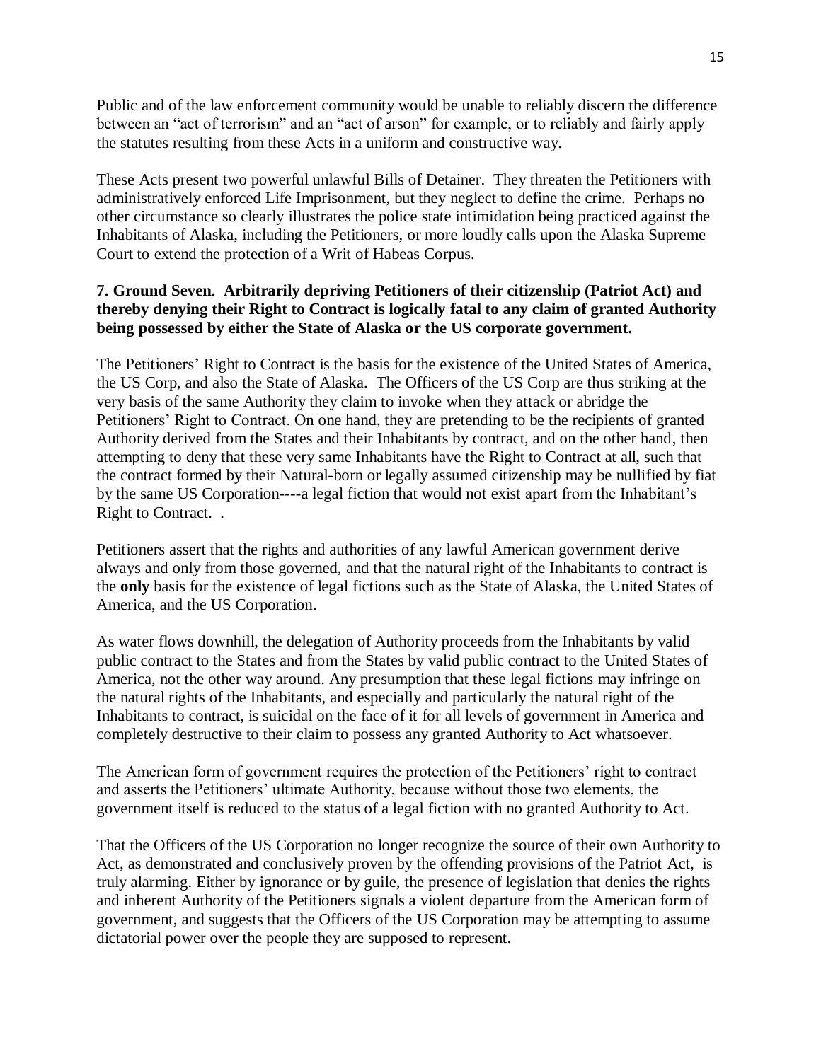Public and of the law enforcement community would be unable to reliably discern the difference between an "act of terrorism" and an "act of arson" for example, or to reliably and fairly apply the statutes resulting from these Acts in a uniform and constructive way.

These Acts present two powerful unlawful Bills of Detainer. They threaten the Petitioners with administratively enforced Life Imprisonment, but they neglect to define the crime. Perhaps no other circumstance so clearly illustrates the police state intimidation being practiced against the Inhabitants of Alaska, including the Petitioners, or more loudly calls upon the Alaska Supreme Court to extend the protection of a Writ of Habeas Corpus.

**7. Ground Seven. Arbitrarily depriving Petitioners of their citizenship (Patriot Act) and thereby denying their Right to Contract is logically fatal to any claim of granted Authority being possessed by either the State of Alaska or the US corporate government.**

The Petitioners' Right to Contract is the basis for the existence of the United States of America, the US Corp, and also the State of Alaska. The Officers of the US Corp are thus striking at the very basis of the same Authority they claim to invoke when they attack or abridge the Petitioners' Right to Contract. On one hand, they are pretending to be the recipients of granted Authority derived from the States and their Inhabitants by contract, and on the other hand, then attempting to deny that these very same Inhabitants have the Right to Contract at all, such that the contract formed by their Natural-born or legally assumed citizenship may be nullified by fiat by the same US Corporation----a legal fiction that would not exist apart from the Inhabitant's Right to Contract. .

Petitioners assert that the rights and authorities of any lawful American government derive always and only from those governed, and that the natural right of the Inhabitants to contract is the **only** basis for the existence of legal fictions such as the State of Alaska, the United States of America, and the US Corporation.

As water flows downhill, the delegation of Authority proceeds from the Inhabitants by valid public contract to the States and from the States by valid public contract to the United States of America, not the other way around. Any presumption that these legal fictions may infringe on the natural rights of the Inhabitants, and especially and particularly the natural right of the Inhabitants to contract, is suicidal on the face of it for all levels of government in America and completely destructive to their claim to possess any granted Authority to Act whatsoever.

The American form of government requires the protection of the Petitioners' right to contract and asserts the Petitioners' ultimate Authority, because without those two elements, the government itself is reduced to the status of a legal fiction with no granted Authority to Act.

That the Officers of the US Corporation no longer recognize the source of their own Authority to Act, as demonstrated and conclusively proven by the offending provisions of the Patriot Act, is truly alarming. Either by ignorance or by guile, the presence of legislation that denies the rights and inherent Authority of the Petitioners signals a violent departure from the American form of government, and suggests that the Officers of the US Corporation may be attempting to assume dictatorial power over the people they are supposed to represent.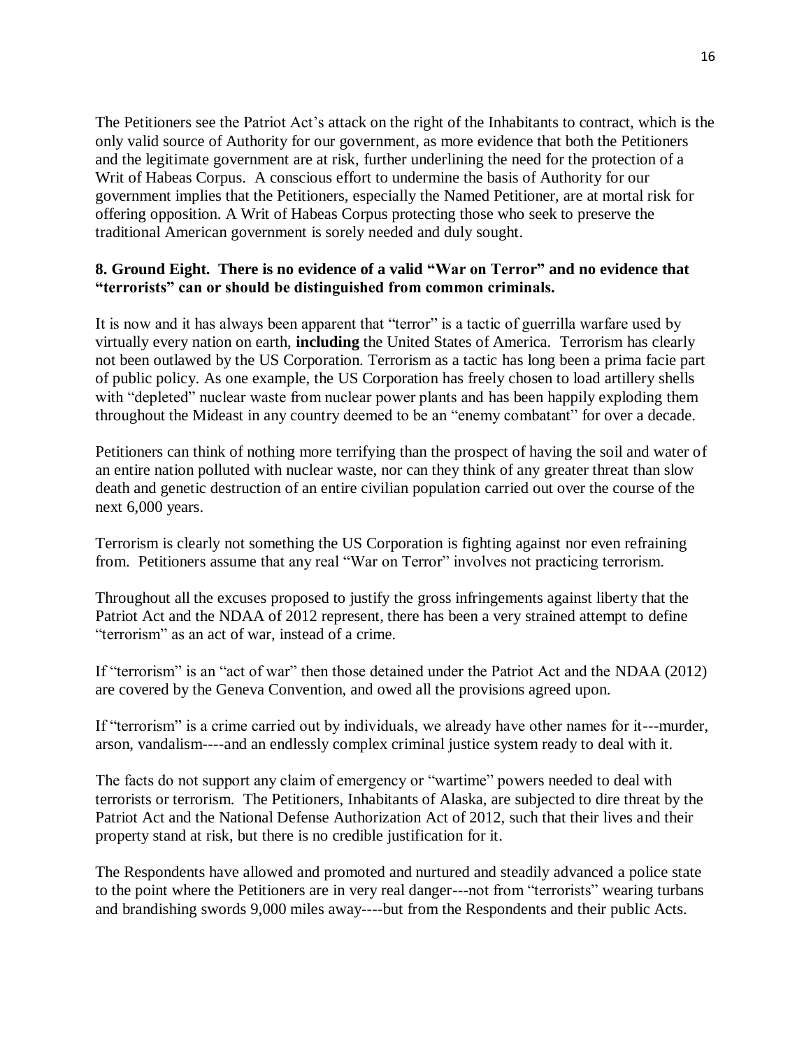The Petitioners see the Patriot Act's attack on the right of the Inhabitants to contract, which is the only valid source of Authority for our government, as more evidence that both the Petitioners and the legitimate government are at risk, further underlining the need for the protection of a Writ of Habeas Corpus. A conscious effort to undermine the basis of Authority for our government implies that the Petitioners, especially the Named Petitioner, are at mortal risk for offering opposition. A Writ of Habeas Corpus protecting those who seek to preserve the traditional American government is sorely needed and duly sought.

**8. Ground Eight. There is no evidence of a valid "War on Terror" and no evidence that "terrorists" can or should be distinguished from common criminals.**

It is now and it has always been apparent that "terror" is a tactic of guerrilla warfare used by virtually every nation on earth, **including** the United States of America. Terrorism has clearly not been outlawed by the US Corporation. Terrorism as a tactic has long been a prima facie part of public policy. As one example, the US Corporation has freely chosen to load artillery shells with "depleted" nuclear waste from nuclear power plants and has been happily exploding them throughout the Mideast in any country deemed to be an "enemy combatant" for over a decade.

Petitioners can think of nothing more terrifying than the prospect of having the soil and water of an entire nation polluted with nuclear waste, nor can they think of any greater threat than slow death and genetic destruction of an entire civilian population carried out over the course of the next 6,000 years.

Terrorism is clearly not something the US Corporation is fighting against nor even refraining from. Petitioners assume that any real "War on Terror" involves not practicing terrorism.

Throughout all the excuses proposed to justify the gross infringements against liberty that the Patriot Act and the NDAA of 2012 represent, there has been a very strained attempt to define "terrorism" as an act of war, instead of a crime.

If "terrorism" is an "act of war" then those detained under the Patriot Act and the NDAA (2012) are covered by the Geneva Convention, and owed all the provisions agreed upon.

If "terrorism" is a crime carried out by individuals, we already have other names for it---murder, arson, vandalism----and an endlessly complex criminal justice system ready to deal with it.

The facts do not support any claim of emergency or "wartime" powers needed to deal with terrorists or terrorism. The Petitioners, Inhabitants of Alaska, are subjected to dire threat by the Patriot Act and the National Defense Authorization Act of 2012, such that their lives and their property stand at risk, but there is no credible justification for it.

The Respondents have allowed and promoted and nurtured and steadily advanced a police state to the point where the Petitioners are in very real danger---not from "terrorists" wearing turbans and brandishing swords 9,000 miles away----but from the Respondents and their public Acts.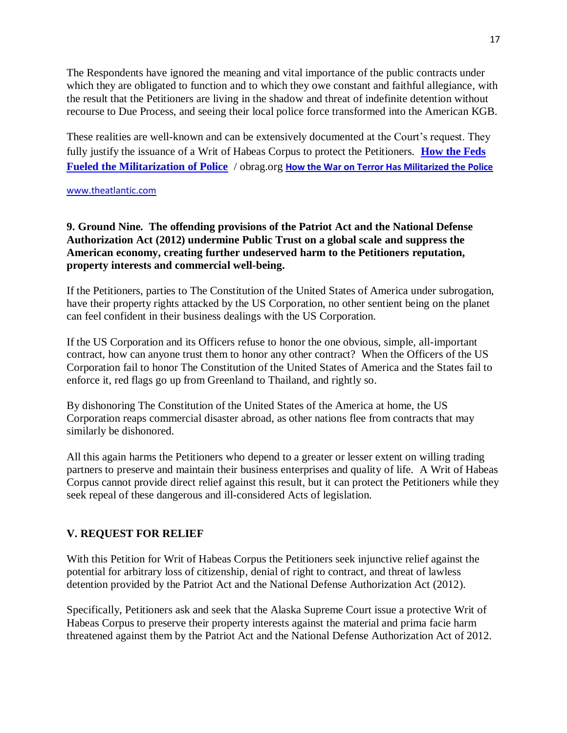The Respondents have ignored the meaning and vital importance of the public contracts under which they are obligated to function and to which they owe constant and faithful allegiance, with the result that the Petitioners are living in the shadow and threat of indefinite detention without recourse to Due Process, and seeing their local police force transformed into the American KGB.

These realities are well-known and can be extensively documented at the Court's request. They fully justify the issuance of a Writ of Habeas Corpus to protect the Petitioners. **How the Feds Fueled the Militarization of Police** / obrag.org **How the War on Terror Has Militarized the Police** www.theatlantic.com

**9. Ground Nine. The offending provisions of the Patriot Act and the National Defense Authorization Act (2012) undermine Public Trust on a global scale and suppress the American economy, creating further undeserved harm to the Petitioners reputation, property interests and commercial well-being.**

If the Petitioners, parties to The Constitution of the United States of America under subrogation, have their property rights attacked by the US Corporation, no other sentient being on the planet can feel confident in their business dealings with the US Corporation.

If the US Corporation and its Officers refuse to honor the one obvious, simple, all-important contract, how can anyone trust them to honor any other contract? When the Officers of the US Corporation fail to honor The Constitution of the United States of America and the States fail to enforce it, red flags go up from Greenland to Thailand, and rightly so.

By dishonoring The Constitution of the United States of the America at home, the US Corporation reaps commercial disaster abroad, as other nations flee from contracts that may similarly be dishonored.

All this again harms the Petitioners who depend to a greater or lesser extent on willing trading partners to preserve and maintain their business enterprises and quality of life. A Writ of Habeas Corpus cannot provide direct relief against this result, but it can protect the Petitioners while they seek repeal of these dangerous and ill-considered Acts of legislation.

## V. REQUEST FOR RELIEF

With this Petition for Writ of Habeas Corpus the Petitioners seek injunctive relief against the potential for arbitrary loss of citizenship, denial of right to contract, and threat of lawless detention provided by the Patriot Act and the National Defense Authorization Act (2012).

Specifically, Petitioners ask and seek that the Alaska Supreme Court issue a protective Writ of Habeas Corpus to preserve their property interests against the material and prima facie harm threatened against them by the Patriot Act and the National Defense Authorization Act of 2012.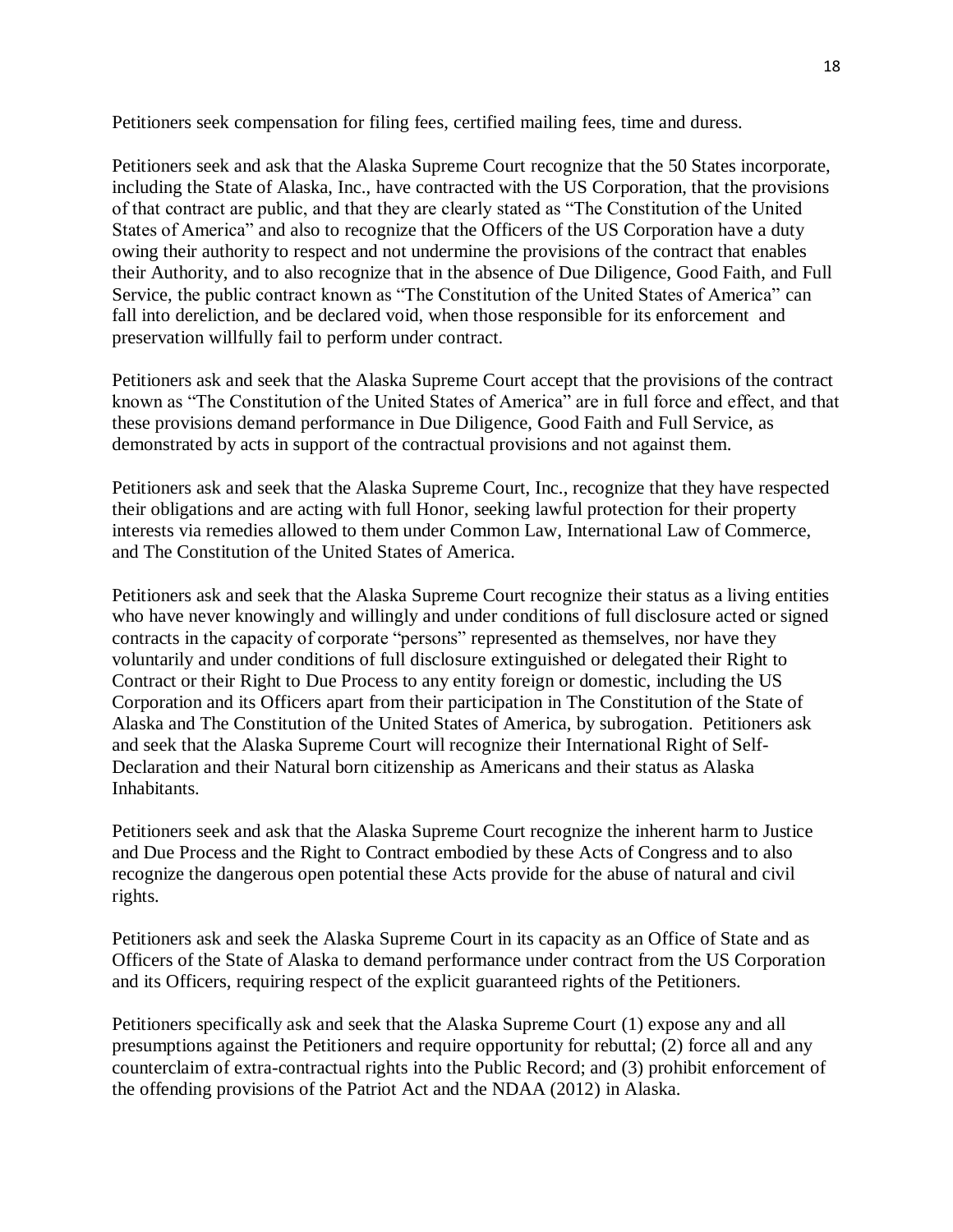Petitioners seek compensation for filing fees, certified mailing fees, time and duress.

Petitioners seek and ask that the Alaska Supreme Court recognize that the 50 States incorporate, including the State of Alaska, Inc., have contracted with the US Corporation, that the provisions of that contract are public, and that they are clearly stated as "The Constitution of the United States of America" and also to recognize that the Officers of the US Corporation have a duty owing their authority to respect and not undermine the provisions of the contract that enables their Authority, and to also recognize that in the absence of Due Diligence, Good Faith, and Full Service, the public contract known as "The Constitution of the United States of America" can fall into dereliction, and be declared void, when those responsible for its enforcement and preservation willfully fail to perform under contract.

Petitioners ask and seek that the Alaska Supreme Court accept that the provisions of the contract known as "The Constitution of the United States of America" are in full force and effect, and that these provisions demand performance in Due Diligence, Good Faith and Full Service, as demonstrated by acts in support of the contractual provisions and not against them.

Petitioners ask and seek that the Alaska Supreme Court, Inc., recognize that they have respected their obligations and are acting with full Honor, seeking lawful protection for their property interests via remedies allowed to them under Common Law, International Law of Commerce, and The Constitution of the United States of America.

Petitioners ask and seek that the Alaska Supreme Court recognize their status as a living entities who have never knowingly and willingly and under conditions of full disclosure acted or signed contracts in the capacity of corporate "persons" represented as themselves, nor have they voluntarily and under conditions of full disclosure extinguished or delegated their Right to Contract or their Right to Due Process to any entity foreign or domestic, including the US Corporation and its Officers apart from their participation in The Constitution of the State of Alaska and The Constitution of the United States of America, by subrogation. Petitioners ask and seek that the Alaska Supreme Court will recognize their International Right of Self-Declaration and their Natural born citizenship as Americans and their status as Alaska Inhabitants.

Petitioners seek and ask that the Alaska Supreme Court recognize the inherent harm to Justice and Due Process and the Right to Contract embodied by these Acts of Congress and to also recognize the dangerous open potential these Acts provide for the abuse of natural and civil rights.

Petitioners ask and seek the Alaska Supreme Court in its capacity as an Office of State and as Officers of the State of Alaska to demand performance under contract from the US Corporation and its Officers, requiring respect of the explicit guaranteed rights of the Petitioners.

Petitioners specifically ask and seek that the Alaska Supreme Court (1) expose any and all presumptions against the Petitioners and require opportunity for rebuttal; (2) force all and any counterclaim of extra-contractual rights into the Public Record; and (3) prohibit enforcement of the offending provisions of the Patriot Act and the NDAA (2012) in Alaska.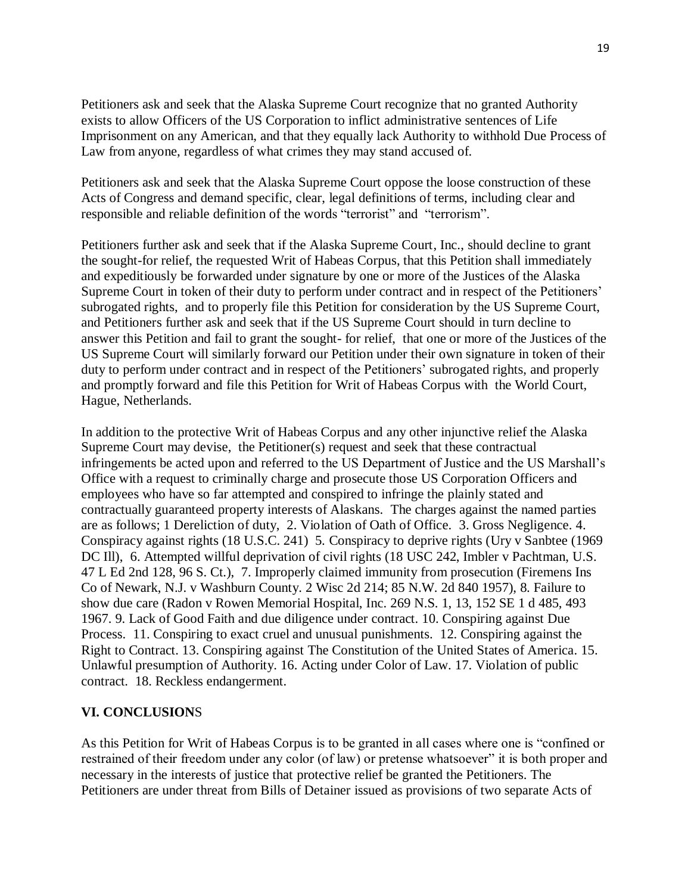Petitioners ask and seek that the Alaska Supreme Court recognize that no granted Authority exists to allow Officers of the US Corporation to inflict administrative sentences of Life Imprisonment on any American, and that they equally lack Authority to withhold Due Process of Law from anyone, regardless of what crimes they may stand accused of.

Petitioners ask and seek that the Alaska Supreme Court oppose the loose construction of these Acts of Congress and demand specific, clear, legal definitions of terms, including clear and responsible and reliable definition of the words "terrorist" and "terrorism".

Petitioners further ask and seek that if the Alaska Supreme Court, Inc., should decline to grant the sought-for relief, the requested Writ of Habeas Corpus, that this Petition shall immediately and expeditiously be forwarded under signature by one or more of the Justices of the Alaska Supreme Court in token of their duty to perform under contract and in respect of the Petitioners' subrogated rights, and to properly file this Petition for consideration by the US Supreme Court, and Petitioners further ask and seek that if the US Supreme Court should in turn decline to answer this Petition and fail to grant the sought- for relief, that one or more of the Justices of the US Supreme Court will similarly forward our Petition under their own signature in token of their duty to perform under contract and in respect of the Petitioners' subrogated rights, and properly and promptly forward and file this Petition for Writ of Habeas Corpus with the World Court, Hague, Netherlands.

In addition to the protective Writ of Habeas Corpus and any other injunctive relief the Alaska Supreme Court may devise, the Petitioner(s) request and seek that these contractual infringements be acted upon and referred to the US Department of Justice and the US Marshall's Office with a request to criminally charge and prosecute those US Corporation Officers and employees who have so far attempted and conspired to infringe the plainly stated and contractually guaranteed property interests of Alaskans. The charges against the named parties are as follows; 1 Dereliction of duty, 2. Violation of Oath of Office. 3. Gross Negligence. 4. Conspiracy against rights (18 U.S.C. 241) 5. Conspiracy to deprive rights (Ury v Sanbtee (1969 DC Ill), 6. Attempted willful deprivation of civil rights (18 USC 242, Imbler v Pachtman, U.S. 47 L Ed 2nd 128, 96 S. Ct.), 7. Improperly claimed immunity from prosecution (Firemens Ins Co of Newark, N.J. v Washburn County. 2 Wisc 2d 214; 85 N.W. 2d 840 1957), 8. Failure to show due care (Radon v Rowen Memorial Hospital, Inc. 269 N.S. 1, 13, 152 SE 1 d 485, 493 1967. 9. Lack of Good Faith and due diligence under contract. 10. Conspiring against Due Process. 11. Conspiring to exact cruel and unusual punishments. 12. Conspiring against the Right to Contract. 13. Conspiring against The Constitution of the United States of America. 15. Unlawful presumption of Authority. 16. Acting under Color of Law. 17. Violation of public contract. 18. Reckless endangerment.

## VI. CONCLUSIONS

As this Petition for Writ of Habeas Corpus is to be granted in all cases where one is "confined or restrained of their freedom under any color (of law) or pretense whatsoever" it is both proper and necessary in the interests of justice that protective relief be granted the Petitioners. The Petitioners are under threat from Bills of Detainer issued as provisions of two separate Acts of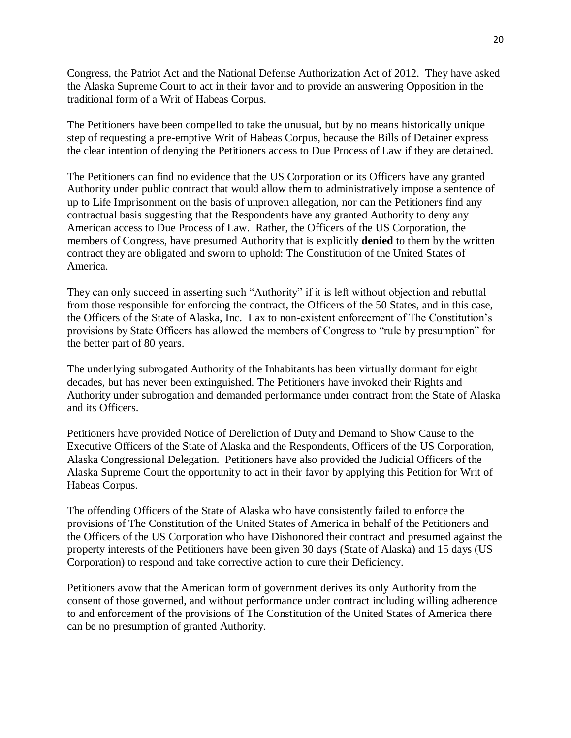Congress, the Patriot Act and the National Defense Authorization Act of 2012. They have asked the Alaska Supreme Court to act in their favor and to provide an answering Opposition in the traditional form of a Writ of Habeas Corpus.

The Petitioners have been compelled to take the unusual, but by no means historically unique step of requesting a pre-emptive Writ of Habeas Corpus, because the Bills of Detainer express the clear intention of denying the Petitioners access to Due Process of Law if they are detained.

The Petitioners can find no evidence that the US Corporation or its Officers have any granted Authority under public contract that would allow them to administratively impose a sentence of up to Life Imprisonment on the basis of unproven allegation, nor can the Petitioners find any contractual basis suggesting that the Respondents have any granted Authority to deny any American access to Due Process of Law. Rather, the Officers of the US Corporation, the members of Congress, have presumed Authority that is explicitly **denied** to them by the written contract they are obligated and sworn to uphold: The Constitution of the United States of America.

They can only succeed in asserting such "Authority" if it is left without objection and rebuttal from those responsible for enforcing the contract, the Officers of the 50 States, and in this case, the Officers of the State of Alaska, Inc. Lax to non-existent enforcement of The Constitution's provisions by State Officers has allowed the members of Congress to "rule by presumption" for the better part of 80 years.

The underlying subrogated Authority of the Inhabitants has been virtually dormant for eight decades, but has never been extinguished. The Petitioners have invoked their Rights and Authority under subrogation and demanded performance under contract from the State of Alaska and its Officers.

Petitioners have provided Notice of Dereliction of Duty and Demand to Show Cause to the Executive Officers of the State of Alaska and the Respondents, Officers of the US Corporation, Alaska Congressional Delegation. Petitioners have also provided the Judicial Officers of the Alaska Supreme Court the opportunity to act in their favor by applying this Petition for Writ of Habeas Corpus.

The offending Officers of the State of Alaska who have consistently failed to enforce the provisions of The Constitution of the United States of America in behalf of the Petitioners and the Officers of the US Corporation who have Dishonored their contract and presumed against the property interests of the Petitioners have been given 30 days (State of Alaska) and 15 days (US Corporation) to respond and take corrective action to cure their Deficiency.

Petitioners avow that the American form of government derives its only Authority from the consent of those governed, and without performance under contract including willing adherence to and enforcement of the provisions of The Constitution of the United States of America there can be no presumption of granted Authority.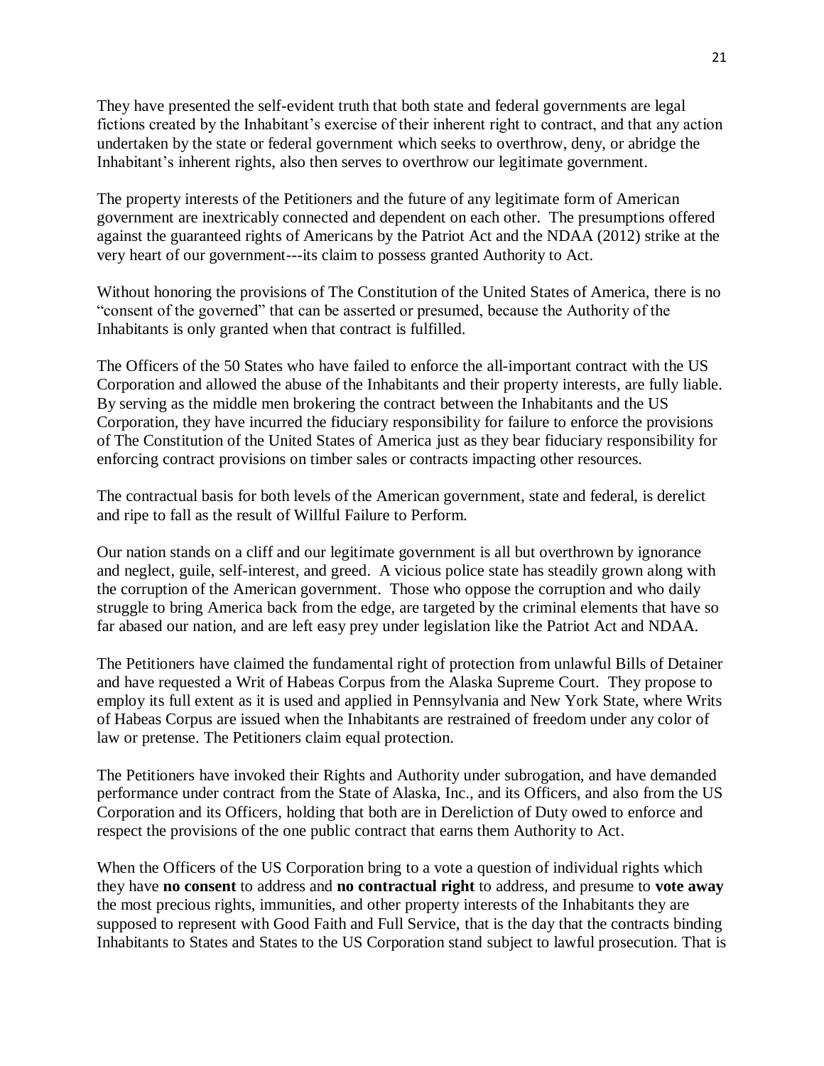They have presented the self-evident truth that both state and federal governments are legal fictions created by the Inhabitant's exercise of their inherent right to contract, and that any action undertaken by the state or federal government which seeks to overthrow, deny, or abridge the Inhabitant's inherent rights, also then serves to overthrow our legitimate government.

The property interests of the Petitioners and the future of any legitimate form of American government are inextricably connected and dependent on each other. The presumptions offered against the guaranteed rights of Americans by the Patriot Act and the NDAA (2012) strike at the very heart of our government---its claim to possess granted Authority to Act.

Without honoring the provisions of The Constitution of the United States of America, there is no "consent of the governed" that can be asserted or presumed, because the Authority of the Inhabitants is only granted when that contract is fulfilled.

The Officers of the 50 States who have failed to enforce the all-important contract with the US Corporation and allowed the abuse of the Inhabitants and their property interests, are fully liable. By serving as the middle men brokering the contract between the Inhabitants and the US Corporation, they have incurred the fiduciary responsibility for failure to enforce the provisions of The Constitution of the United States of America just as they bear fiduciary responsibility for enforcing contract provisions on timber sales or contracts impacting other resources.

The contractual basis for both levels of the American government, state and federal, is derelict and ripe to fall as the result of Willful Failure to Perform.

Our nation stands on a cliff and our legitimate government is all but overthrown by ignorance and neglect, guile, self-interest, and greed. A vicious police state has steadily grown along with the corruption of the American government. Those who oppose the corruption and who daily struggle to bring America back from the edge, are targeted by the criminal elements that have so far abased our nation, and are left easy prey under legislation like the Patriot Act and NDAA.

The Petitioners have claimed the fundamental right of protection from unlawful Bills of Detainer and have requested a Writ of Habeas Corpus from the Alaska Supreme Court. They propose to employ its full extent as it is used and applied in Pennsylvania and New York State, where Writs of Habeas Corpus are issued when the Inhabitants are restrained of freedom under any color of law or pretense. The Petitioners claim equal protection.

The Petitioners have invoked their Rights and Authority under subrogation, and have demanded performance under contract from the State of Alaska, Inc., and its Officers, and also from the US Corporation and its Officers, holding that both are in Dereliction of Duty owed to enforce and respect the provisions of the one public contract that earns them Authority to Act.

When the Officers of the US Corporation bring to a vote a question of individual rights which they have **no consent** to address and **no contractual right** to address, and presume to **vote away** the most precious rights, immunities, and other property interests of the Inhabitants they are supposed to represent with Good Faith and Full Service, that is the day that the contracts binding Inhabitants to States and States to the US Corporation stand subject to lawful prosecution. That is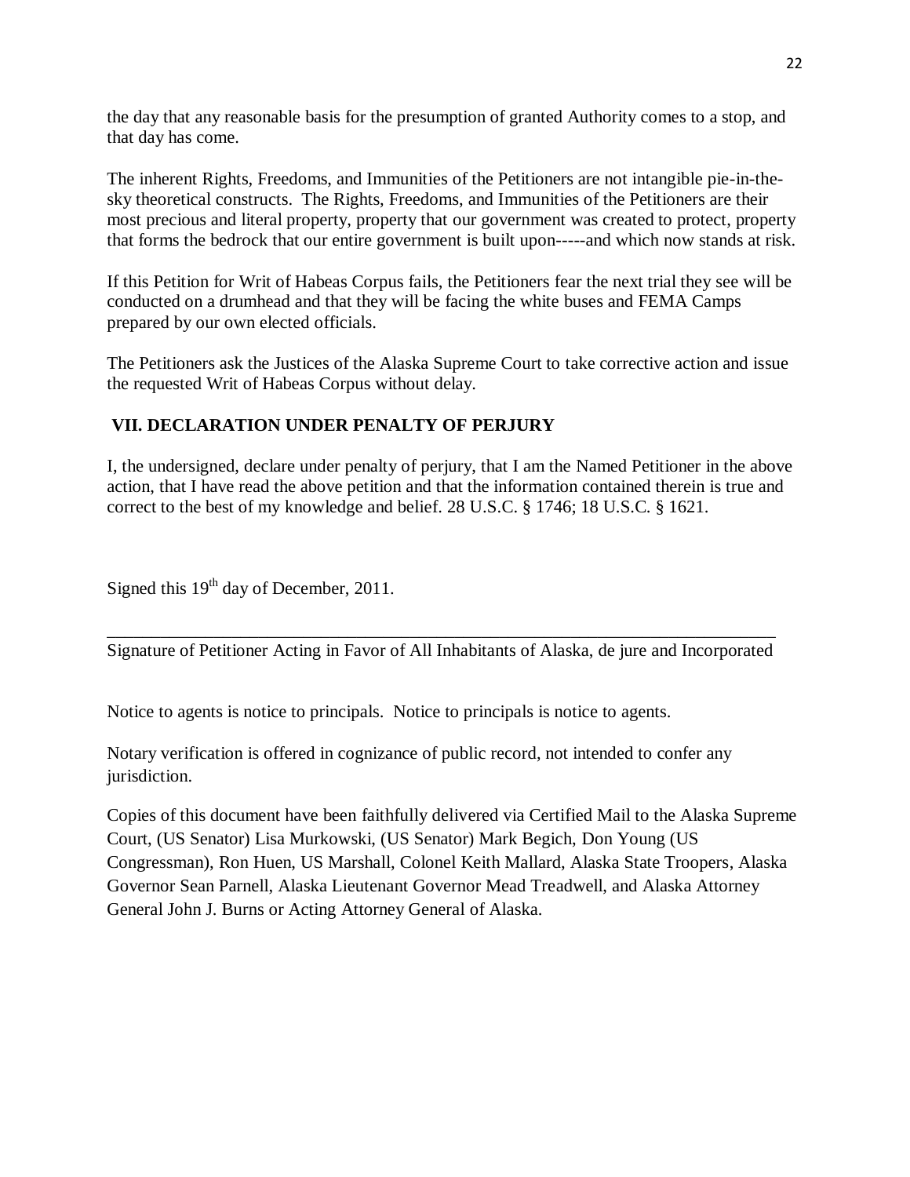the day that any reasonable basis for the presumption of granted Authority comes to a stop, and that day has come.

The inherent Rights, Freedoms, and Immunities of the Petitioners are not intangible pie-in-the-sky theoretical constructs. The Rights, Freedoms, and Immunities of the Petitioners are their most precious and literal property, property that our government was created to protect, property that forms the bedrock that our entire government is built upon-----and which now stands at risk.

If this Petition for Writ of Habeas Corpus fails, the Petitioners fear the next trial they see will be conducted on a drumhead and that they will be facing the white buses and FEMA Camps prepared by our own elected officials.

The Petitioners ask the Justices of the Alaska Supreme Court to take corrective action and issue the requested Writ of Habeas Corpus without delay.

## VII. DECLARATION UNDER PENALTY OF PERJURY

I, the undersigned, declare under penalty of perjury, that I am the Named Petitioner in the above action, that I have read the above petition and that the information contained therein is true and correct to the best of my knowledge and belief. 28 U.S.C. § 1746; 18 U.S.C. § 1621.

Signed this 19th day of December, 2011.

\_\_\_\_\_\_\_\_\_\_\_\_\_\_\_\_\_\_\_\_\_\_\_\_\_\_\_\_\_\_\_\_\_\_\_\_\_\_\_\_\_\_\_\_\_\_\_\_\_\_\_\_\_\_\_\_\_\_\_\_\_\_\_\_\_\_\_\_\_\_\_\_

Signature of Petitioner Acting in Favor of All Inhabitants of Alaska, de jure and Incorporated

Notice to agents is notice to principals. Notice to principals is notice to agents.

Notary verification is offered in cognizance of public record, not intended to confer any jurisdiction.

Copies of this document have been faithfully delivered via Certified Mail to the Alaska Supreme Court, (US Senator) Lisa Murkowski, (US Senator) Mark Begich, Don Young (US Congressman), Ron Huen, US Marshall, Colonel Keith Mallard, Alaska State Troopers, Alaska Governor Sean Parnell, Alaska Lieutenant Governor Mead Treadwell, and Alaska Attorney General John J. Burns or Acting Attorney General of Alaska.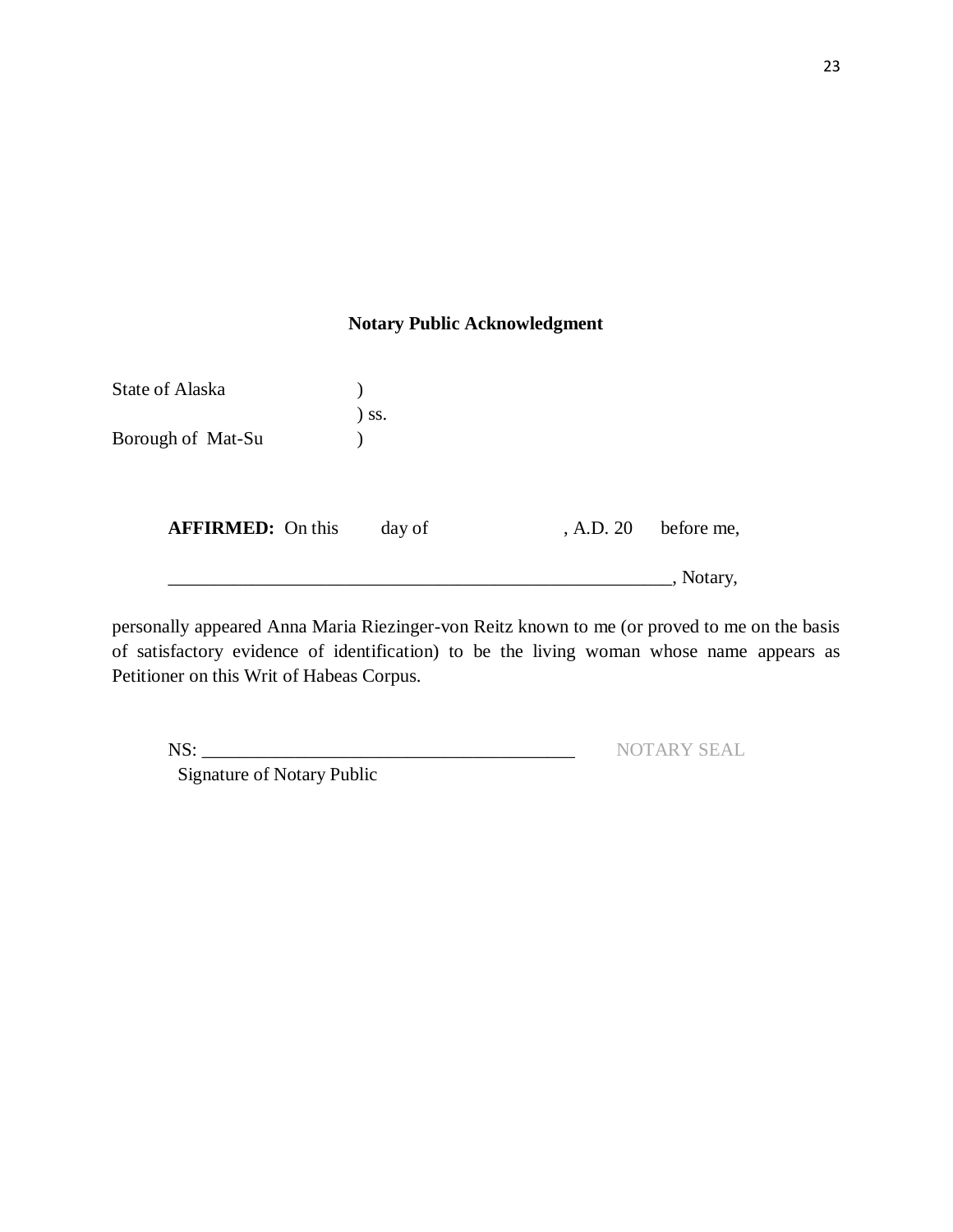## Notary Public Acknowledgment

State of Alaska )
) ss.
Borough of Mat-Su )

**AFFIRMED:** On this day of , A.D. 20 before me,

_______________________________________________________, Notary,

personally appeared Anna Maria Riezinger-von Reitz known to me (or proved to me on the basis of satisfactory evidence of identification) to be the living woman whose name appears as Petitioner on this Writ of Habeas Corpus.

NS: ________________________________________ NOTARY SEAL
Signature of Notary Public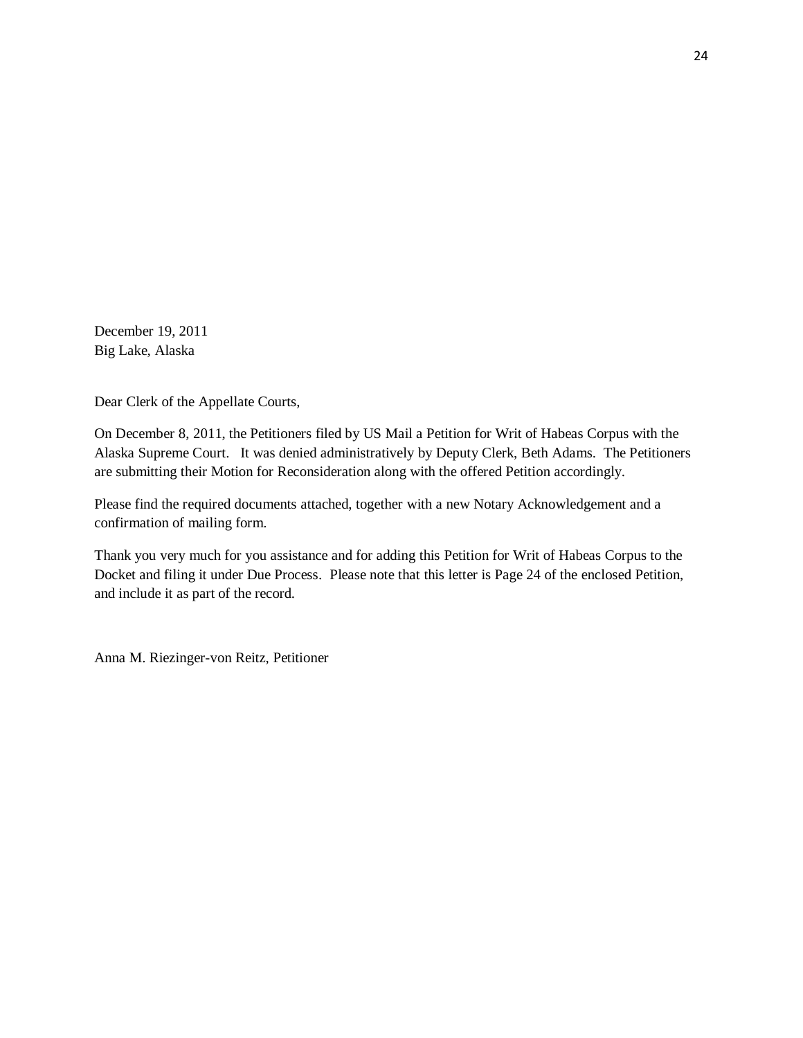December 19, 2011
Big Lake, Alaska

Dear Clerk of the Appellate Courts,

On December 8, 2011, the Petitioners filed by US Mail a Petition for Writ of Habeas Corpus with the Alaska Supreme Court. It was denied administratively by Deputy Clerk, Beth Adams. The Petitioners are submitting their Motion for Reconsideration along with the offered Petition accordingly.

Please find the required documents attached, together with a new Notary Acknowledgement and a confirmation of mailing form.

Thank you very much for you assistance and for adding this Petition for Writ of Habeas Corpus to the Docket and filing it under Due Process. Please note that this letter is Page 24 of the enclosed Petition, and include it as part of the record.

Anna M. Riezinger-von Reitz, Petitioner